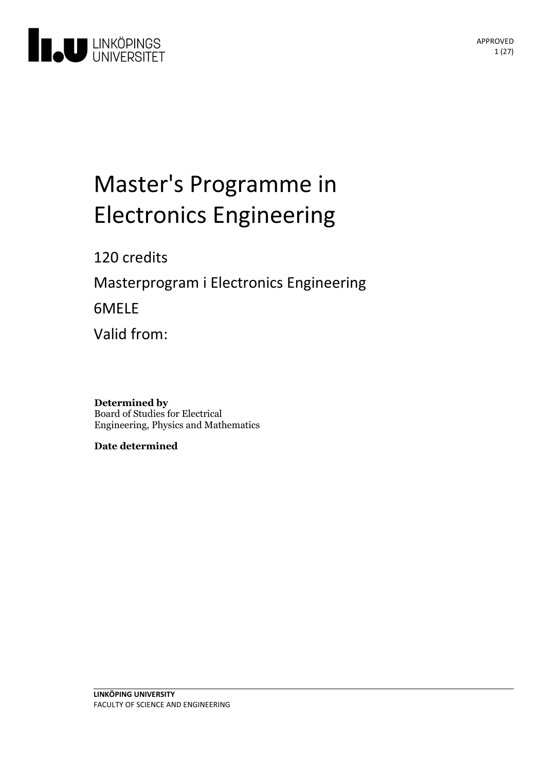LINKÖPINGS UNIVERSITET

APPROVED

# Master's Programme in Electronics Engineering

120 credits

Masterprogram i Electronics Engineering

6MELE

Valid from:

**Determined by**
Board of Studies for Electrical Engineering, Physics and Mathematics

**Date determined**

**LINKÖPING UNIVERSITY**
FACULTY OF SCIENCE AND ENGINEERING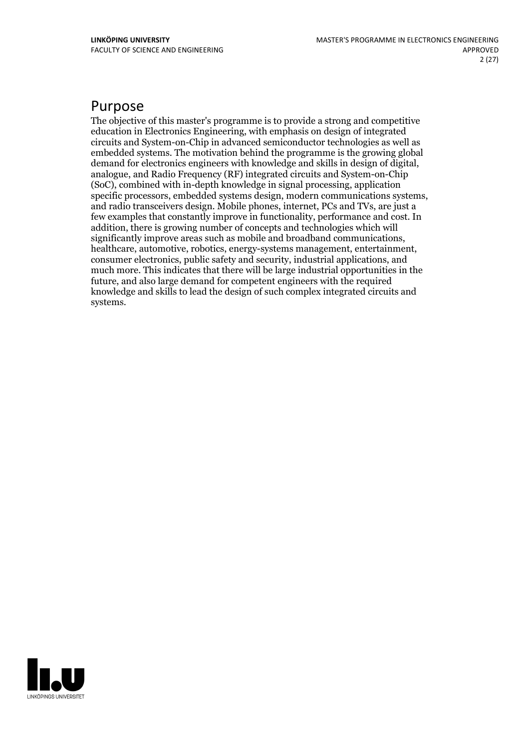## Purpose

The objective of this master's programme is to provide a strong and competitive education in Electronics Engineering, with emphasis on design of integrated circuits and System-on-Chip in advanced semiconductor technologies as well as embedded systems. The motivation behind the programme is the growing global demand for electronics engineers with knowledge and skills in design of digital, analogue, and Radio Frequency (RF) integrated circuits and System-on-Chip (SoC), combined with in-depth knowledge in signal processing, application specific processors, embedded systems design, modern communications systems, and radio transceivers design. Mobile phones, internet, PCs and TVs, are just a few examples that constantly improve in functionality, performance and cost. In addition, there is growing number of concepts and technologies which will significantly improve areas such as mobile and broadband communications, healthcare, automotive, robotics, energy-systems management, entertainment, consumer electronics, public safety and security, industrial applications, and much more. This indicates that there will be large industrial opportunities in the future, and also large demand for competent engineers with the required knowledge and skills to lead the design of such complex integrated circuits and systems.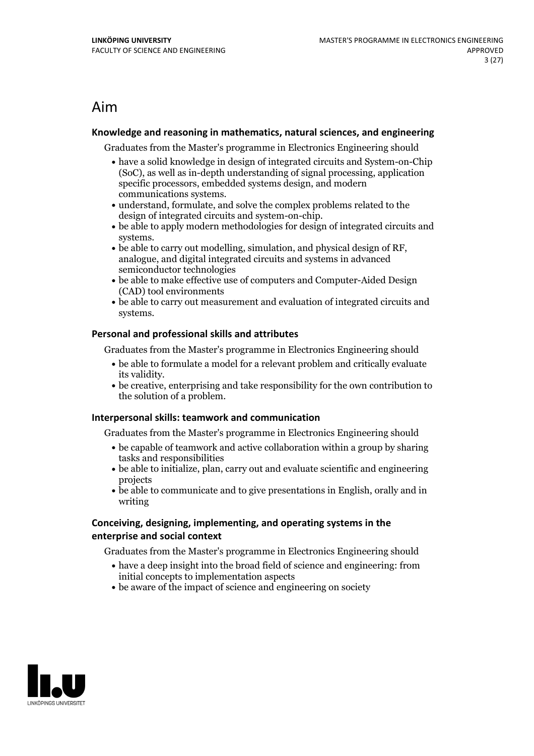# Aim

### Knowledge and reasoning in mathematics, natural sciences, and engineering

Graduates from the Master's programme in Electronics Engineering should

- have a solid knowledge in design of integrated circuits and System-on-Chip (SoC), as well as in-depth understanding of signal processing, application specific processors, embedded systems design, and modern communications systems.
- understand, formulate, and solve the complex problems related to the design of integrated circuits and system-on-chip.
- be able to apply modern methodologies for design of integrated circuits and systems.
- be able to carry out modelling, simulation, and physical design of RF, analogue, and digital integrated circuits and systems in advanced semiconductor technologies
- be able to make effective use of computers and Computer-Aided Design (CAD) tool environments
- be able to carry out measurement and evaluation of integrated circuits and systems.

### Personal and professional skills and attributes

Graduates from the Master's programme in Electronics Engineering should

- be able to formulate a model for a relevant problem and critically evaluate its validity.
- be creative, enterprising and take responsibility for the own contribution to the solution of a problem.

### Interpersonal skills: teamwork and communication

Graduates from the Master's programme in Electronics Engineering should

- be capable of teamwork and active collaboration within a group by sharing tasks and responsibilities
- be able to initialize, plan, carry out and evaluate scientific and engineering projects
- be able to communicate and to give presentations in English, orally and in writing

### Conceiving, designing, implementing, and operating systems in the enterprise and social context

Graduates from the Master's programme in Electronics Engineering should

- have a deep insight into the broad field of science and engineering: from initial concepts to implementation aspects
- be aware of the impact of science and engineering on society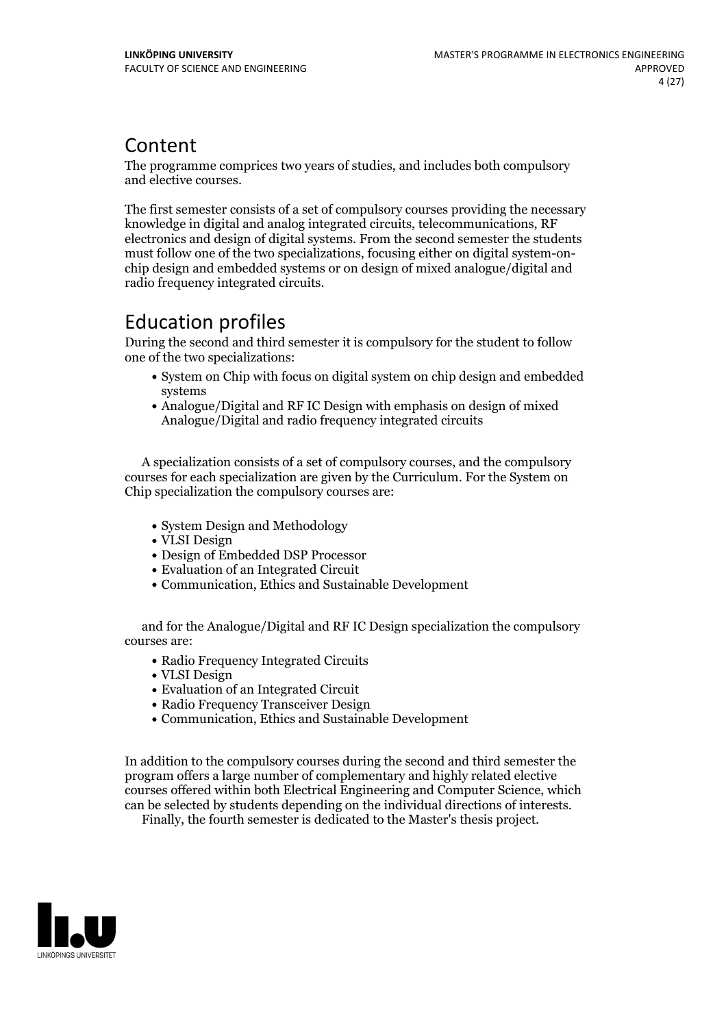## Content

The programme comprices two years of studies, and includes both compulsory and elective courses.

The first semester consists of a set of compulsory courses providing the necessary knowledge in digital and analog integrated circuits, telecommunications, RF electronics and design of digital systems. From the second semester the students must follow one of the two specializations, focusing either on digital system-on-chip design and embedded systems or on design of mixed analogue/digital and radio frequency integrated circuits.

## Education profiles

During the second and third semester it is compulsory for the student to follow one of the two specializations:

- System on Chip with focus on digital system on chip design and embedded systems
- Analogue/Digital and RF IC Design with emphasis on design of mixed Analogue/Digital and radio frequency integrated circuits

A specialization consists of a set of compulsory courses, and the compulsory courses for each specialization are given by the Curriculum. For the System on Chip specialization the compulsory courses are:

- System Design and Methodology
- VLSI Design
- Design of Embedded DSP Processor
- Evaluation of an Integrated Circuit
- Communication, Ethics and Sustainable Development

and for the Analogue/Digital and RF IC Design specialization the compulsory courses are:

- Radio Frequency Integrated Circuits
- VLSI Design
- Evaluation of an Integrated Circuit
- Radio Frequency Transceiver Design
- Communication, Ethics and Sustainable Development

In addition to the compulsory courses during the second and third semester the program offers a large number of complementary and highly related elective courses offered within both Electrical Engineering and Computer Science, which can be selected by students depending on the individual directions of interests.
Finally, the fourth semester is dedicated to the Master's thesis project.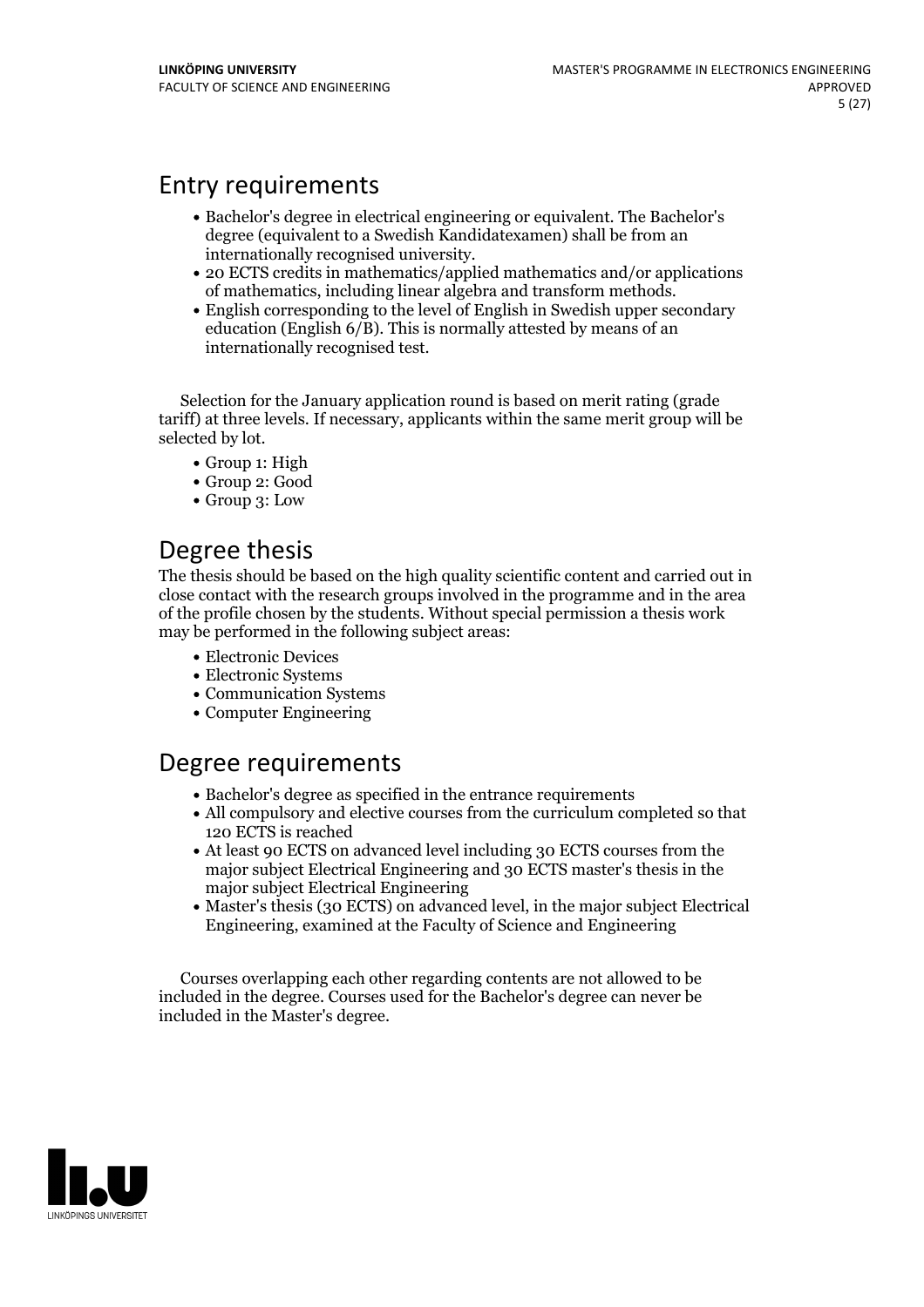## Entry requirements

- Bachelor's degree in electrical engineering or equivalent. The Bachelor's degree (equivalent to a Swedish Kandidatexamen) shall be from an internationally recognised university.
- 20 ECTS credits in mathematics/applied mathematics and/or applications of mathematics, including linear algebra and transform methods.
- English corresponding to the level of English in Swedish upper secondary education (English 6/B). This is normally attested by means of an internationally recognised test.

Selection for the January application round is based on merit rating (grade tariff) at three levels. If necessary, applicants within the same merit group will be selected by lot.

- Group 1: High
- Group 2: Good
- Group 3: Low

## Degree thesis

The thesis should be based on the high quality scientific content and carried out in close contact with the research groups involved in the programme and in the area of the profile chosen by the students. Without special permission a thesis work may be performed in the following subject areas:

- Electronic Devices
- Electronic Systems
- Communication Systems
- Computer Engineering

## Degree requirements

- Bachelor's degree as specified in the entrance requirements
- All compulsory and elective courses from the curriculum completed so that 120 ECTS is reached
- At least 90 ECTS on advanced level including 30 ECTS courses from the major subject Electrical Engineering and 30 ECTS master's thesis in the major subject Electrical Engineering
- Master's thesis (30 ECTS) on advanced level, in the major subject Electrical Engineering, examined at the Faculty of Science and Engineering

Courses overlapping each other regarding contents are not allowed to be included in the degree. Courses used for the Bachelor's degree can never be included in the Master's degree.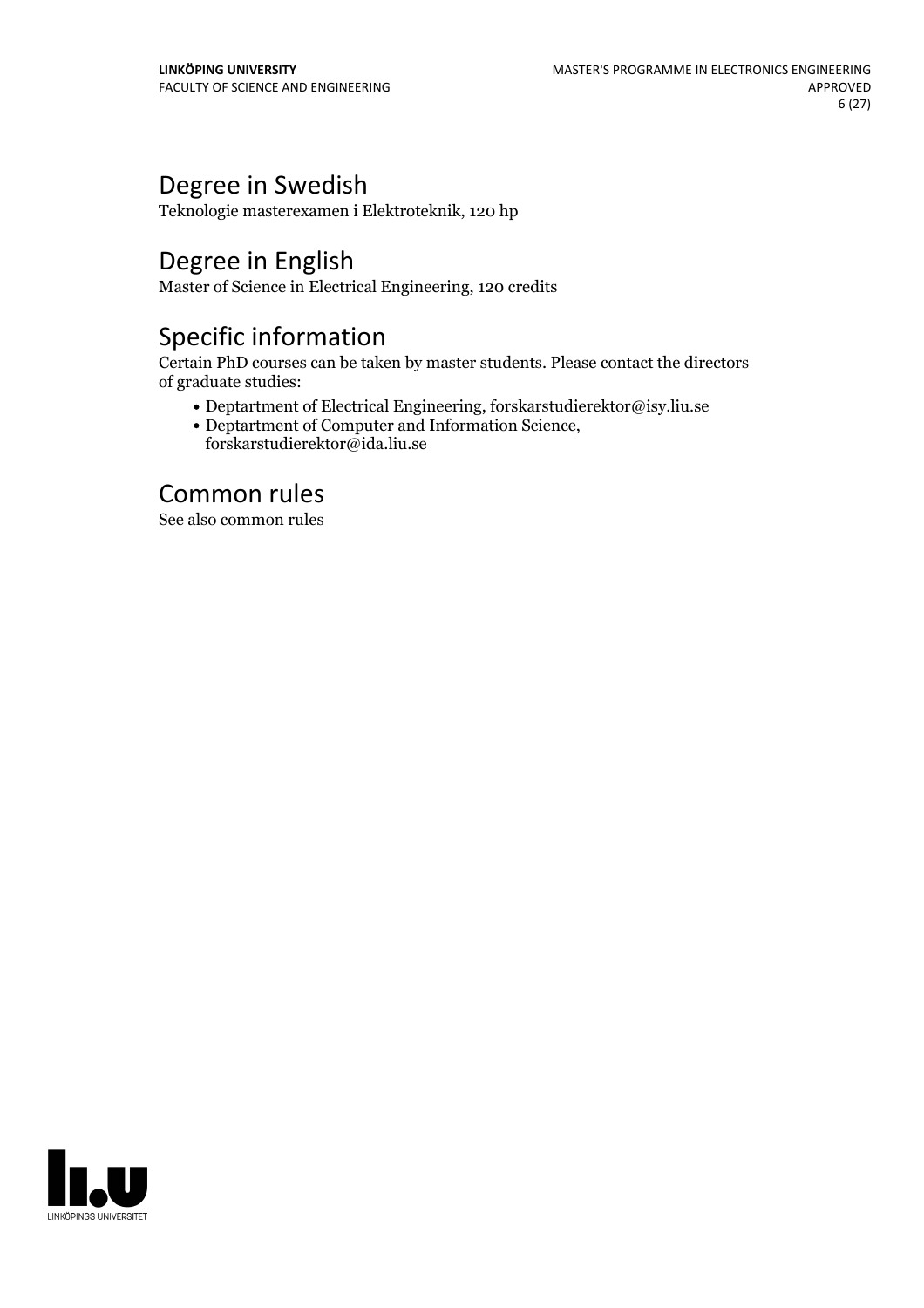## Degree in Swedish

Teknologie masterexamen i Elektroteknik, 120 hp

## Degree in English

Master of Science in Electrical Engineering, 120 credits

## Specific information

Certain PhD courses can be taken by master students. Please contact the directors of graduate studies:

- Deptartment of Electrical Engineering, forskarstudierektor@isy.liu.se
- Deptartment of Computer and Information Science, forskarstudierektor@ida.liu.se

## Common rules

See also common rules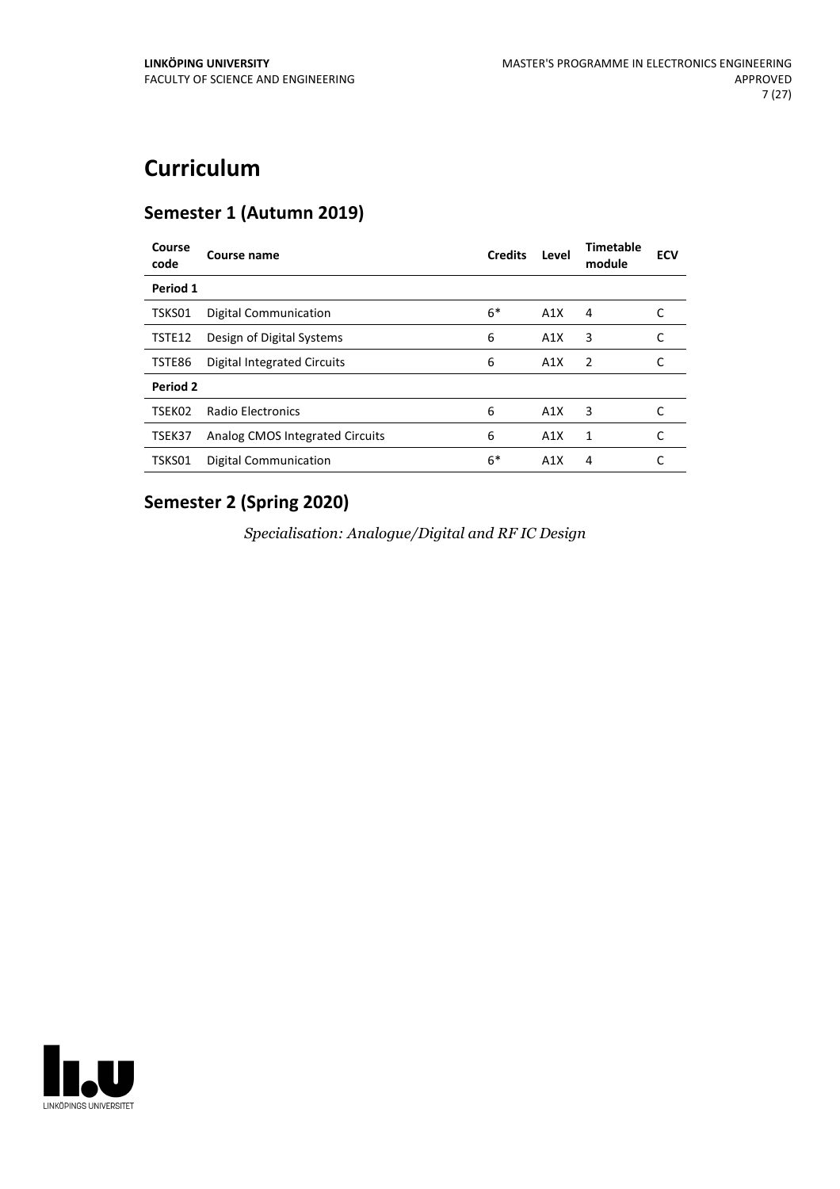# Curriculum

## Semester 1 (Autumn 2019)

| Course code | Course name | Credits | Level | Timetable module | ECV |
|---|---|---|---|---|---|
| **Period 1** | | | | | |
| TSKS01 | Digital Communication | 6* | A1X | 4 | C |
| TSTE12 | Design of Digital Systems | 6 | A1X | 3 | C |
| TSTE86 | Digital Integrated Circuits | 6 | A1X | 2 | C |
| **Period 2** | | | | | |
| TSEK02 | Radio Electronics | 6 | A1X | 3 | C |
| TSEK37 | Analog CMOS Integrated Circuits | 6 | A1X | 1 | C |
| TSKS01 | Digital Communication | 6* | A1X | 4 | C |

## Semester 2 (Spring 2020)

*Specialisation: Analogue/Digital and RF IC Design*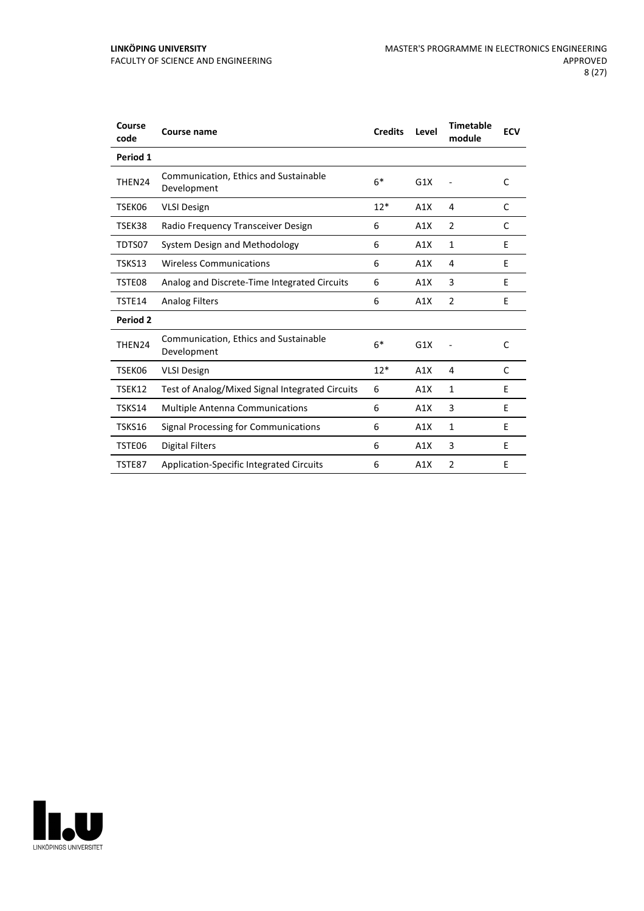| Course code | Course name | Credits | Level | Timetable module | ECV |
|---|---|---|---|---|---|
| **Period 1** | | | | | |
| THEN24 | Communication, Ethics and Sustainable Development | 6* | G1X | - | C |
| TSEK06 | VLSI Design | 12* | A1X | 4 | C |
| TSEK38 | Radio Frequency Transceiver Design | 6 | A1X | 2 | C |
| TDTS07 | System Design and Methodology | 6 | A1X | 1 | E |
| TSKS13 | Wireless Communications | 6 | A1X | 4 | E |
| TSTE08 | Analog and Discrete-Time Integrated Circuits | 6 | A1X | 3 | E |
| TSTE14 | Analog Filters | 6 | A1X | 2 | E |
| **Period 2** | | | | | |
| THEN24 | Communication, Ethics and Sustainable Development | 6* | G1X | - | C |
| TSEK06 | VLSI Design | 12* | A1X | 4 | C |
| TSEK12 | Test of Analog/Mixed Signal Integrated Circuits | 6 | A1X | 1 | E |
| TSKS14 | Multiple Antenna Communications | 6 | A1X | 3 | E |
| TSKS16 | Signal Processing for Communications | 6 | A1X | 1 | E |
| TSTE06 | Digital Filters | 6 | A1X | 3 | E |
| TSTE87 | Application-Specific Integrated Circuits | 6 | A1X | 2 | E |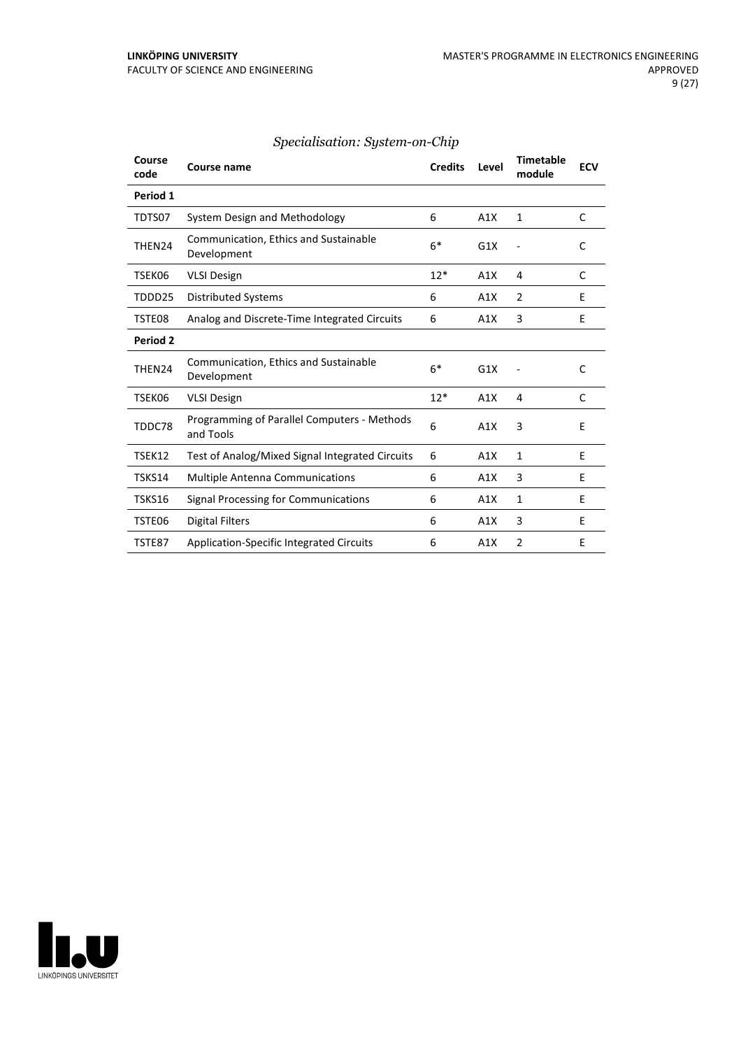*Specialisation: System-on-Chip*

| Course code | Course name | Credits | Level | Timetable module | ECV |
|---|---|---|---|---|---|
| **Period 1** | | | | | |
| TDTS07 | System Design and Methodology | 6 | A1X | 1 | C |
| THEN24 | Communication, Ethics and Sustainable Development | 6* | G1X | - | C |
| TSEK06 | VLSI Design | 12* | A1X | 4 | C |
| TDDD25 | Distributed Systems | 6 | A1X | 2 | E |
| TSTE08 | Analog and Discrete-Time Integrated Circuits | 6 | A1X | 3 | E |
| **Period 2** | | | | | |
| THEN24 | Communication, Ethics and Sustainable Development | 6* | G1X | - | C |
| TSEK06 | VLSI Design | 12* | A1X | 4 | C |
| TDDC78 | Programming of Parallel Computers - Methods and Tools | 6 | A1X | 3 | E |
| TSEK12 | Test of Analog/Mixed Signal Integrated Circuits | 6 | A1X | 1 | E |
| TSKS14 | Multiple Antenna Communications | 6 | A1X | 3 | E |
| TSKS16 | Signal Processing for Communications | 6 | A1X | 1 | E |
| TSTE06 | Digital Filters | 6 | A1X | 3 | E |
| TSTE87 | Application-Specific Integrated Circuits | 6 | A1X | 2 | E |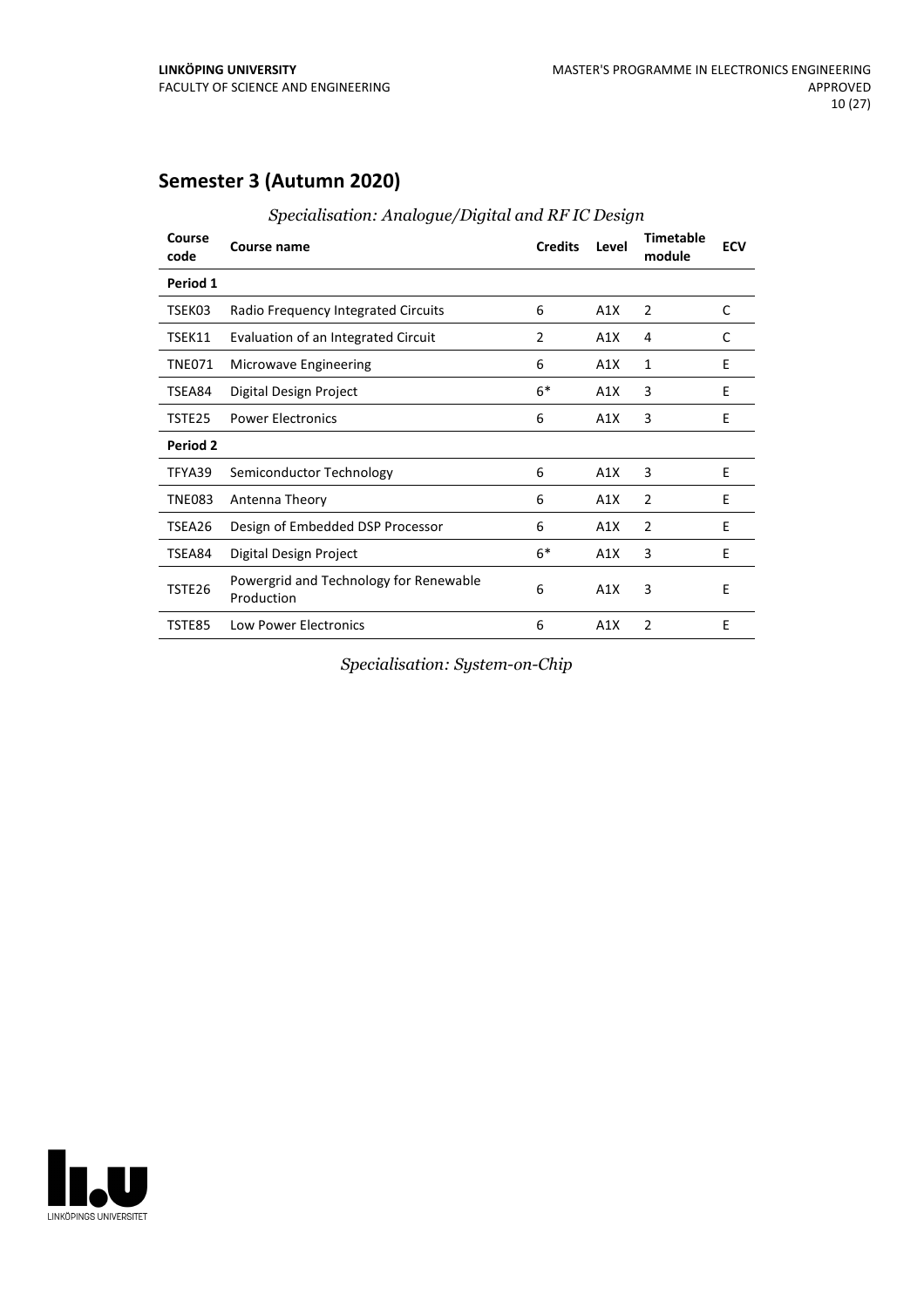## Semester 3 (Autumn 2020)

*Specialisation: Analogue/Digital and RF IC Design*

| Course code | Course name | Credits | Level | Timetable module | ECV |
|---|---|---|---|---|---|
| **Period 1** | | | | | |
| TSEK03 | Radio Frequency Integrated Circuits | 6 | A1X | 2 | C |
| TSEK11 | Evaluation of an Integrated Circuit | 2 | A1X | 4 | C |
| TNE071 | Microwave Engineering | 6 | A1X | 1 | E |
| TSEA84 | Digital Design Project | 6* | A1X | 3 | E |
| TSTE25 | Power Electronics | 6 | A1X | 3 | E |
| **Period 2** | | | | | |
| TFYA39 | Semiconductor Technology | 6 | A1X | 3 | E |
| TNE083 | Antenna Theory | 6 | A1X | 2 | E |
| TSEA26 | Design of Embedded DSP Processor | 6 | A1X | 2 | E |
| TSEA84 | Digital Design Project | 6* | A1X | 3 | E |
| TSTE26 | Powergrid and Technology for Renewable Production | 6 | A1X | 3 | E |
| TSTE85 | Low Power Electronics | 6 | A1X | 2 | E |

*Specialisation: System-on-Chip*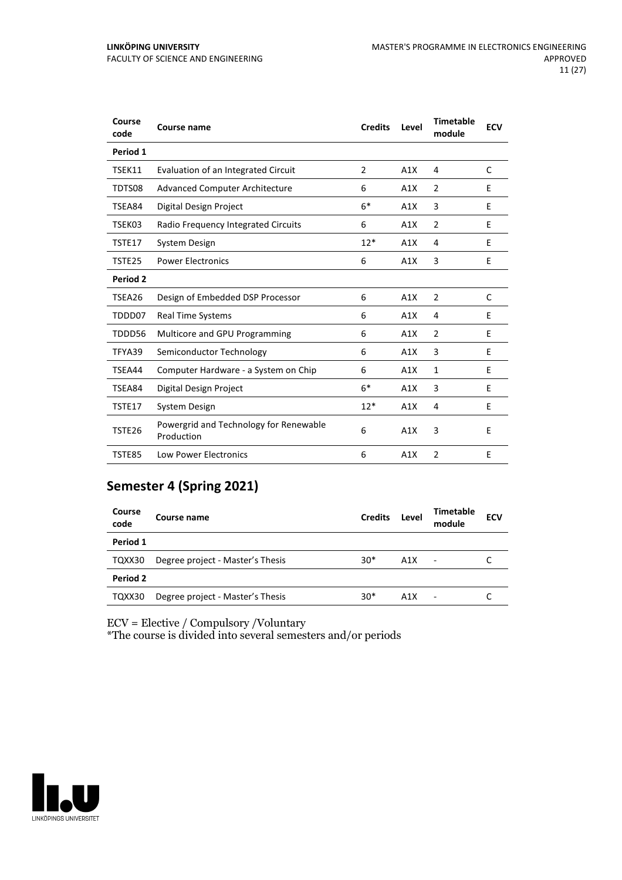| Course code | Course name | Credits | Level | Timetable module | ECV |
|---|---|---|---|---|---|
| **Period 1** | | | | | |
| TSEK11 | Evaluation of an Integrated Circuit | 2 | A1X | 4 | C |
| TDTS08 | Advanced Computer Architecture | 6 | A1X | 2 | E |
| TSEA84 | Digital Design Project | 6* | A1X | 3 | E |
| TSEK03 | Radio Frequency Integrated Circuits | 6 | A1X | 2 | E |
| TSTE17 | System Design | 12* | A1X | 4 | E |
| TSTE25 | Power Electronics | 6 | A1X | 3 | E |
| **Period 2** | | | | | |
| TSEA26 | Design of Embedded DSP Processor | 6 | A1X | 2 | C |
| TDDD07 | Real Time Systems | 6 | A1X | 4 | E |
| TDDD56 | Multicore and GPU Programming | 6 | A1X | 2 | E |
| TFYA39 | Semiconductor Technology | 6 | A1X | 3 | E |
| TSEA44 | Computer Hardware - a System on Chip | 6 | A1X | 1 | E |
| TSEA84 | Digital Design Project | 6* | A1X | 3 | E |
| TSTE17 | System Design | 12* | A1X | 4 | E |
| TSTE26 | Powergrid and Technology for Renewable Production | 6 | A1X | 3 | E |
| TSTE85 | Low Power Electronics | 6 | A1X | 2 | E |

## Semester 4 (Spring 2021)

| Course code | Course name | Credits | Level | Timetable module | ECV |
|---|---|---|---|---|---|
| **Period 1** | | | | | |
| TQXX30 | Degree project - Master's Thesis | 30* | A1X | - | C |
| **Period 2** | | | | | |
| TQXX30 | Degree project - Master's Thesis | 30* | A1X | - | C |

ECV = Elective / Compulsory /Voluntary
*The course is divided into several semesters and/or periods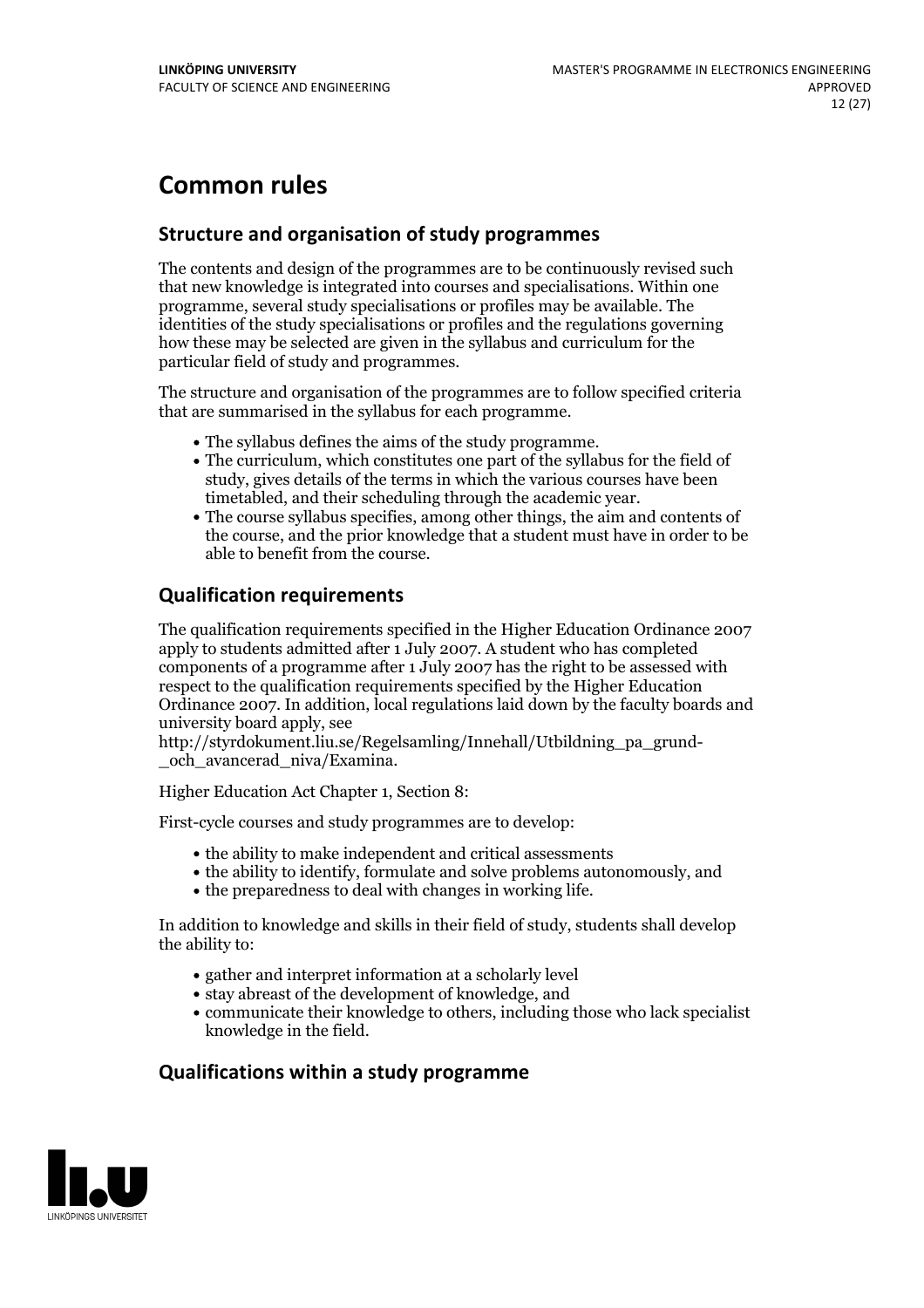# Common rules

## Structure and organisation of study programmes

The contents and design of the programmes are to be continuously revised such that new knowledge is integrated into courses and specialisations. Within one programme, several study specialisations or profiles may be available. The identities of the study specialisations or profiles and the regulations governing how these may be selected are given in the syllabus and curriculum for the particular field of study and programmes.

The structure and organisation of the programmes are to follow specified criteria that are summarised in the syllabus for each programme.

- The syllabus defines the aims of the study programme.
- The curriculum, which constitutes one part of the syllabus for the field of study, gives details of the terms in which the various courses have been timetabled, and their scheduling through the academic year.
- The course syllabus specifies, among other things, the aim and contents of the course, and the prior knowledge that a student must have in order to be able to benefit from the course.

## Qualification requirements

The qualification requirements specified in the Higher Education Ordinance 2007 apply to students admitted after 1 July 2007. A student who has completed components of a programme after 1 July 2007 has the right to be assessed with respect to the qualification requirements specified by the Higher Education Ordinance 2007. In addition, local regulations laid down by the faculty boards and university board apply, see http://styrdokument.liu.se/Regelsamling/Innehall/Utbildning_pa_grund-_och_avancerad_niva/Examina.

Higher Education Act Chapter 1, Section 8:

First-cycle courses and study programmes are to develop:

- the ability to make independent and critical assessments
- the ability to identify, formulate and solve problems autonomously, and
- the preparedness to deal with changes in working life.

In addition to knowledge and skills in their field of study, students shall develop the ability to:

- gather and interpret information at a scholarly level
- stay abreast of the development of knowledge, and
- communicate their knowledge to others, including those who lack specialist knowledge in the field.

## Qualifications within a study programme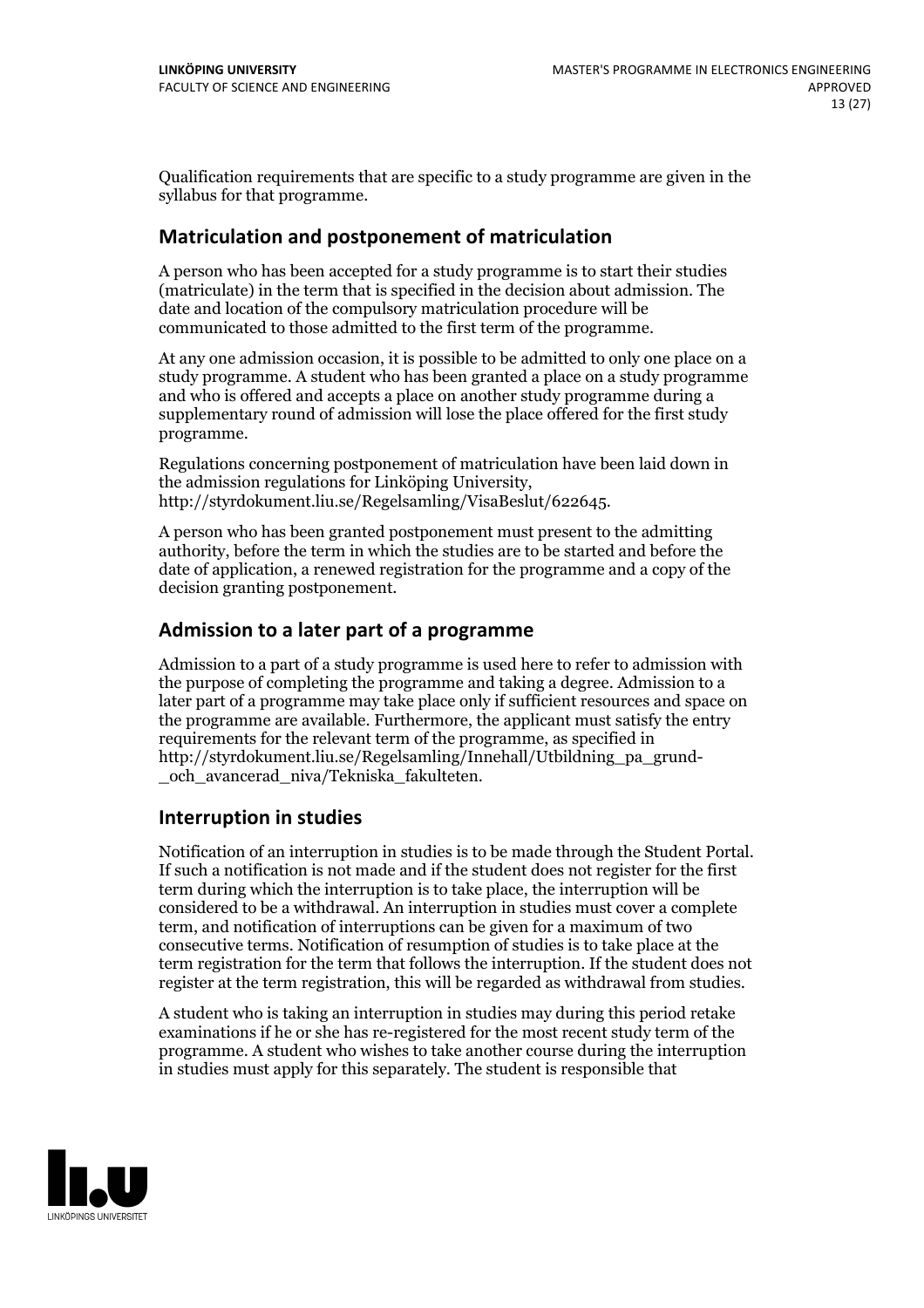Qualification requirements that are specific to a study programme are given in the syllabus for that programme.

## Matriculation and postponement of matriculation

A person who has been accepted for a study programme is to start their studies (matriculate) in the term that is specified in the decision about admission. The date and location of the compulsory matriculation procedure will be communicated to those admitted to the first term of the programme.

At any one admission occasion, it is possible to be admitted to only one place on a study programme. A student who has been granted a place on a study programme and who is offered and accepts a place on another study programme during a supplementary round of admission will lose the place offered for the first study programme.

Regulations concerning postponement of matriculation have been laid down in the admission regulations for Linköping University, http://styrdokument.liu.se/Regelsamling/VisaBeslut/622645.

A person who has been granted postponement must present to the admitting authority, before the term in which the studies are to be started and before the date of application, a renewed registration for the programme and a copy of the decision granting postponement.

## Admission to a later part of a programme

Admission to a part of a study programme is used here to refer to admission with the purpose of completing the programme and taking a degree. Admission to a later part of a programme may take place only if sufficient resources and space on the programme are available. Furthermore, the applicant must satisfy the entry requirements for the relevant term of the programme, as specified in http://styrdokument.liu.se/Regelsamling/Innehall/Utbildning_pa_grund-_och_avancerad_niva/Tekniska_fakulteten.

## Interruption in studies

Notification of an interruption in studies is to be made through the Student Portal. If such a notification is not made and if the student does not register for the first term during which the interruption is to take place, the interruption will be considered to be a withdrawal. An interruption in studies must cover a complete term, and notification of interruptions can be given for a maximum of two consecutive terms. Notification of resumption of studies is to take place at the term registration for the term that follows the interruption. If the student does not register at the term registration, this will be regarded as withdrawal from studies.

A student who is taking an interruption in studies may during this period retake examinations if he or she has re-registered for the most recent study term of the programme. A student who wishes to take another course during the interruption in studies must apply for this separately. The student is responsible that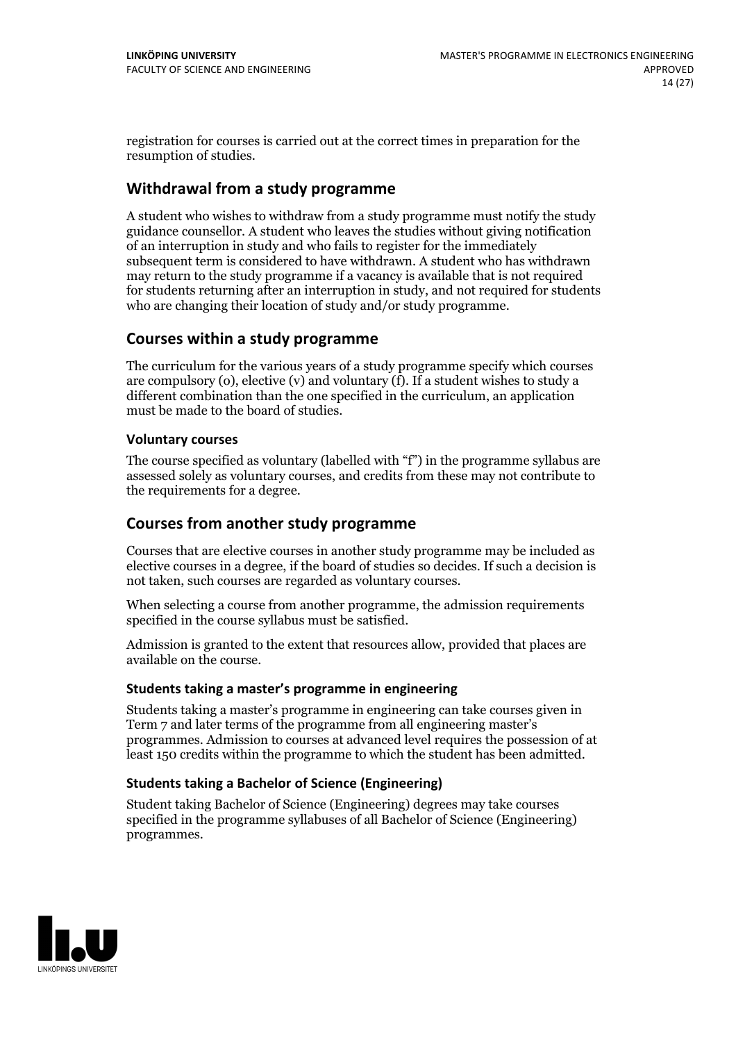registration for courses is carried out at the correct times in preparation for the resumption of studies.

## Withdrawal from a study programme

A student who wishes to withdraw from a study programme must notify the study guidance counsellor. A student who leaves the studies without giving notification of an interruption in study and who fails to register for the immediately subsequent term is considered to have withdrawn. A student who has withdrawn may return to the study programme if a vacancy is available that is not required for students returning after an interruption in study, and not required for students who are changing their location of study and/or study programme.

## Courses within a study programme

The curriculum for the various years of a study programme specify which courses are compulsory (o), elective (v) and voluntary (f). If a student wishes to study a different combination than the one specified in the curriculum, an application must be made to the board of studies.

### Voluntary courses

The course specified as voluntary (labelled with "f") in the programme syllabus are assessed solely as voluntary courses, and credits from these may not contribute to the requirements for a degree.

## Courses from another study programme

Courses that are elective courses in another study programme may be included as elective courses in a degree, if the board of studies so decides. If such a decision is not taken, such courses are regarded as voluntary courses.

When selecting a course from another programme, the admission requirements specified in the course syllabus must be satisfied.

Admission is granted to the extent that resources allow, provided that places are available on the course.

### Students taking a master's programme in engineering

Students taking a master's programme in engineering can take courses given in Term 7 and later terms of the programme from all engineering master's programmes. Admission to courses at advanced level requires the possession of at least 150 credits within the programme to which the student has been admitted.

### Students taking a Bachelor of Science (Engineering)

Student taking Bachelor of Science (Engineering) degrees may take courses specified in the programme syllabuses of all Bachelor of Science (Engineering) programmes.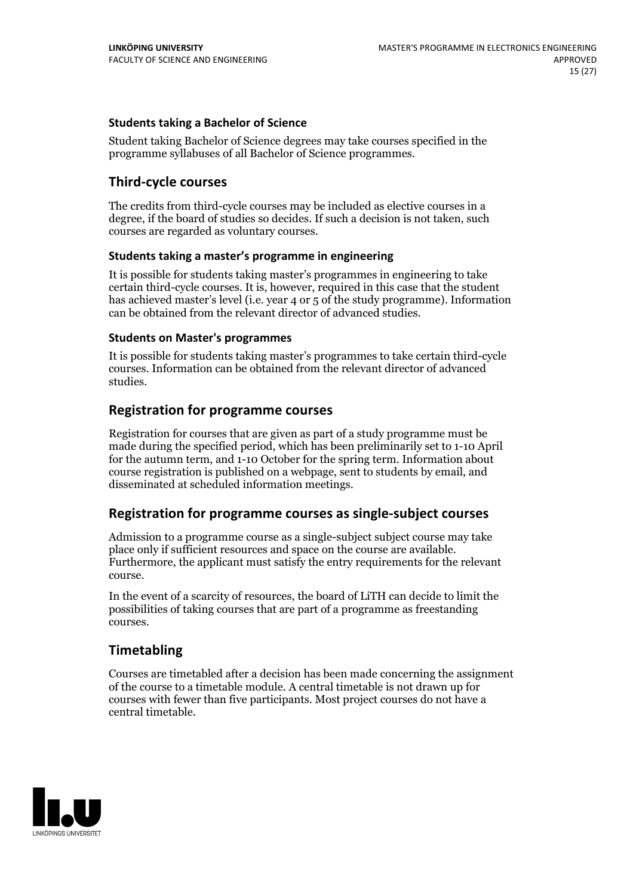### Students taking a Bachelor of Science

Student taking Bachelor of Science degrees may take courses specified in the programme syllabuses of all Bachelor of Science programmes.

## Third-cycle courses

The credits from third-cycle courses may be included as elective courses in a degree, if the board of studies so decides. If such a decision is not taken, such courses are regarded as voluntary courses.

### Students taking a master's programme in engineering

It is possible for students taking master's programmes in engineering to take certain third-cycle courses. It is, however, required in this case that the student has achieved master's level (i.e. year 4 or 5 of the study programme). Information can be obtained from the relevant director of advanced studies.

### Students on Master's programmes

It is possible for students taking master's programmes to take certain third-cycle courses. Information can be obtained from the relevant director of advanced studies.

## Registration for programme courses

Registration for courses that are given as part of a study programme must be made during the specified period, which has been preliminarily set to 1-10 April for the autumn term, and 1-10 October for the spring term. Information about course registration is published on a webpage, sent to students by email, and disseminated at scheduled information meetings.

## Registration for programme courses as single-subject courses

Admission to a programme course as a single-subject subject course may take place only if sufficient resources and space on the course are available. Furthermore, the applicant must satisfy the entry requirements for the relevant course.

In the event of a scarcity of resources, the board of LiTH can decide to limit the possibilities of taking courses that are part of a programme as freestanding courses.

## Timetabling

Courses are timetabled after a decision has been made concerning the assignment of the course to a timetable module. A central timetable is not drawn up for courses with fewer than five participants. Most project courses do not have a central timetable.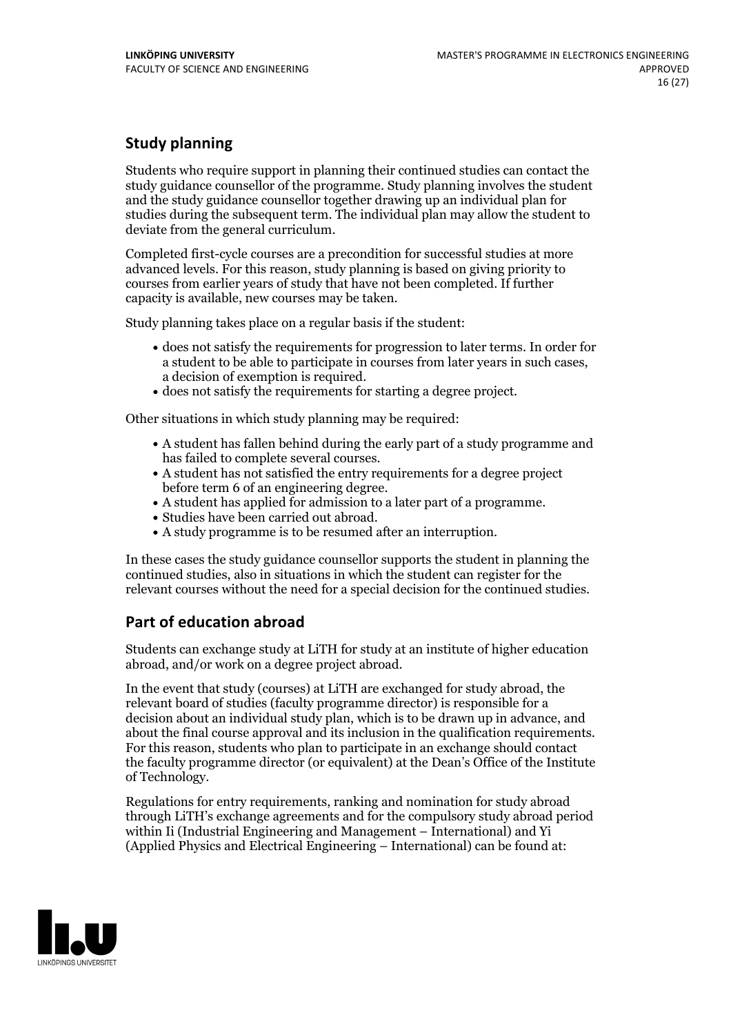## Study planning

Students who require support in planning their continued studies can contact the study guidance counsellor of the programme. Study planning involves the student and the study guidance counsellor together drawing up an individual plan for studies during the subsequent term. The individual plan may allow the student to deviate from the general curriculum.

Completed first-cycle courses are a precondition for successful studies at more advanced levels. For this reason, study planning is based on giving priority to courses from earlier years of study that have not been completed. If further capacity is available, new courses may be taken.

Study planning takes place on a regular basis if the student:

- does not satisfy the requirements for progression to later terms. In order for a student to be able to participate in courses from later years in such cases, a decision of exemption is required.
- does not satisfy the requirements for starting a degree project.

Other situations in which study planning may be required:

- A student has fallen behind during the early part of a study programme and has failed to complete several courses.
- A student has not satisfied the entry requirements for a degree project before term 6 of an engineering degree.
- A student has applied for admission to a later part of a programme.
- Studies have been carried out abroad.
- A study programme is to be resumed after an interruption.

In these cases the study guidance counsellor supports the student in planning the continued studies, also in situations in which the student can register for the relevant courses without the need for a special decision for the continued studies.

## Part of education abroad

Students can exchange study at LiTH for study at an institute of higher education abroad, and/or work on a degree project abroad.

In the event that study (courses) at LiTH are exchanged for study abroad, the relevant board of studies (faculty programme director) is responsible for a decision about an individual study plan, which is to be drawn up in advance, and about the final course approval and its inclusion in the qualification requirements. For this reason, students who plan to participate in an exchange should contact the faculty programme director (or equivalent) at the Dean's Office of the Institute of Technology.

Regulations for entry requirements, ranking and nomination for study abroad through LiTH's exchange agreements and for the compulsory study abroad period within Ii (Industrial Engineering and Management – International) and Yi (Applied Physics and Electrical Engineering – International) can be found at: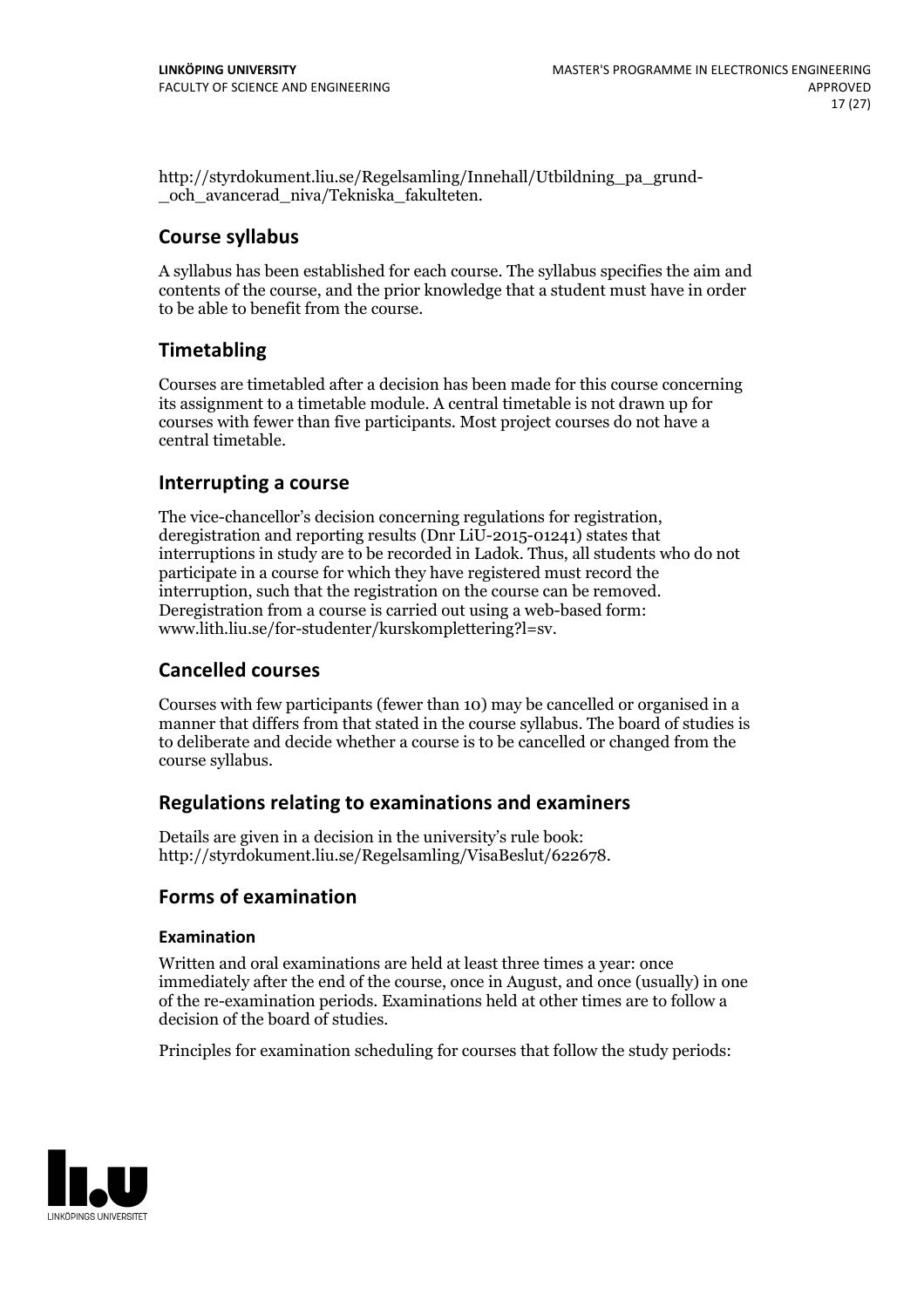http://styrdokument.liu.se/Regelsamling/Innehall/Utbildning_pa_grund-_och_avancerad_niva/Tekniska_fakulteten.

## Course syllabus

A syllabus has been established for each course. The syllabus specifies the aim and contents of the course, and the prior knowledge that a student must have in order to be able to benefit from the course.

## Timetabling

Courses are timetabled after a decision has been made for this course concerning its assignment to a timetable module. A central timetable is not drawn up for courses with fewer than five participants. Most project courses do not have a central timetable.

## Interrupting a course

The vice-chancellor's decision concerning regulations for registration, deregistration and reporting results (Dnr LiU-2015-01241) states that interruptions in study are to be recorded in Ladok. Thus, all students who do not participate in a course for which they have registered must record the interruption, such that the registration on the course can be removed. Deregistration from a course is carried out using a web-based form: www.lith.liu.se/for-studenter/kurskomplettering?l=sv.

## Cancelled courses

Courses with few participants (fewer than 10) may be cancelled or organised in a manner that differs from that stated in the course syllabus. The board of studies is to deliberate and decide whether a course is to be cancelled or changed from the course syllabus.

## Regulations relating to examinations and examiners

Details are given in a decision in the university's rule book: http://styrdokument.liu.se/Regelsamling/VisaBeslut/622678.

## Forms of examination

### Examination

Written and oral examinations are held at least three times a year: once immediately after the end of the course, once in August, and once (usually) in one of the re-examination periods. Examinations held at other times are to follow a decision of the board of studies.

Principles for examination scheduling for courses that follow the study periods: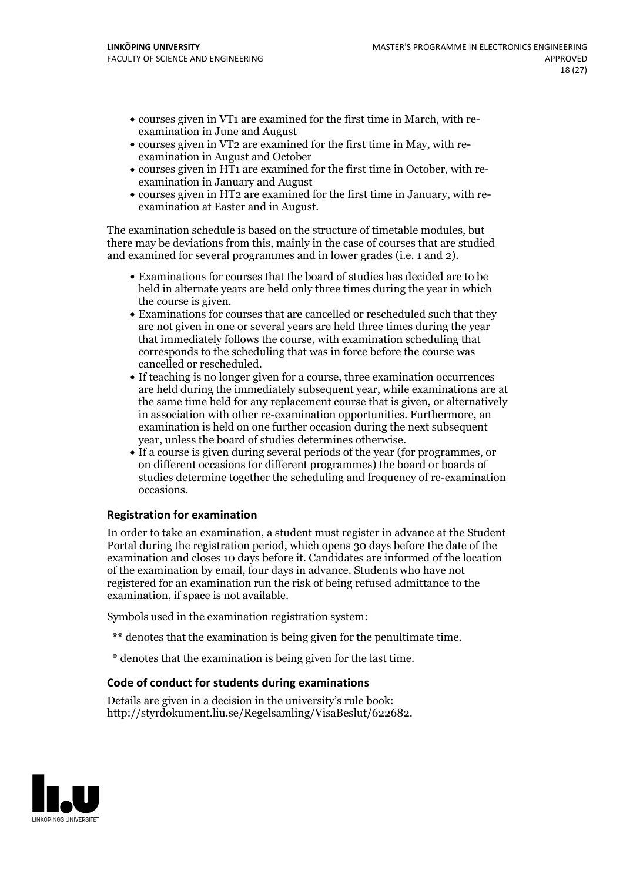- courses given in VT1 are examined for the first time in March, with re-examination in June and August
- courses given in VT2 are examined for the first time in May, with re-examination in August and October
- courses given in HT1 are examined for the first time in October, with re-examination in January and August
- courses given in HT2 are examined for the first time in January, with re-examination at Easter and in August.

The examination schedule is based on the structure of timetable modules, but there may be deviations from this, mainly in the case of courses that are studied and examined for several programmes and in lower grades (i.e. 1 and 2).

- Examinations for courses that the board of studies has decided are to be held in alternate years are held only three times during the year in which the course is given.
- Examinations for courses that are cancelled or rescheduled such that they are not given in one or several years are held three times during the year that immediately follows the course, with examination scheduling that corresponds to the scheduling that was in force before the course was cancelled or rescheduled.
- If teaching is no longer given for a course, three examination occurrences are held during the immediately subsequent year, while examinations are at the same time held for any replacement course that is given, or alternatively in association with other re-examination opportunities. Furthermore, an examination is held on one further occasion during the next subsequent year, unless the board of studies determines otherwise.
- If a course is given during several periods of the year (for programmes, or on different occasions for different programmes) the board or boards of studies determine together the scheduling and frequency of re-examination occasions.

### Registration for examination

In order to take an examination, a student must register in advance at the Student Portal during the registration period, which opens 30 days before the date of the examination and closes 10 days before it. Candidates are informed of the location of the examination by email, four days in advance. Students who have not registered for an examination run the risk of being refused admittance to the examination, if space is not available.

Symbols used in the examination registration system:

** denotes that the examination is being given for the penultimate time.

* denotes that the examination is being given for the last time.

### Code of conduct for students during examinations

Details are given in a decision in the university's rule book: http://styrdokument.liu.se/Regelsamling/VisaBeslut/622682.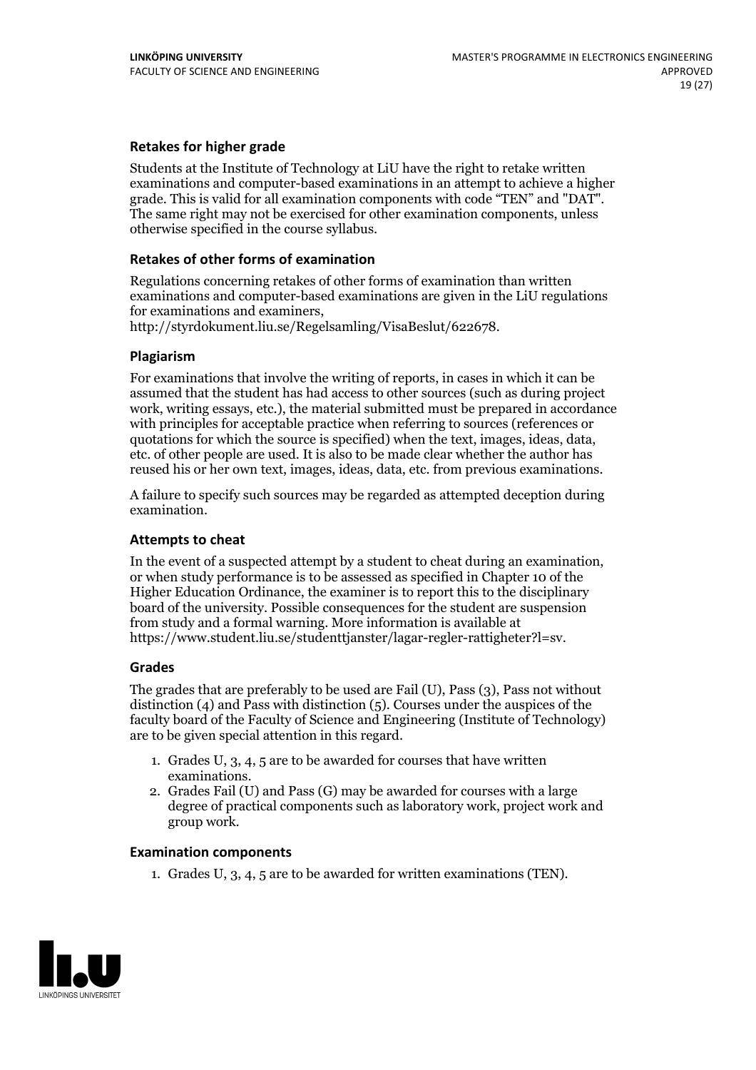### Retakes for higher grade

Students at the Institute of Technology at LiU have the right to retake written examinations and computer-based examinations in an attempt to achieve a higher grade. This is valid for all examination components with code "TEN" and "DAT". The same right may not be exercised for other examination components, unless otherwise specified in the course syllabus.

### Retakes of other forms of examination

Regulations concerning retakes of other forms of examination than written examinations and computer-based examinations are given in the LiU regulations for examinations and examiners, http://styrdokument.liu.se/Regelsamling/VisaBeslut/622678.

### Plagiarism

For examinations that involve the writing of reports, in cases in which it can be assumed that the student has had access to other sources (such as during project work, writing essays, etc.), the material submitted must be prepared in accordance with principles for acceptable practice when referring to sources (references or quotations for which the source is specified) when the text, images, ideas, data, etc. of other people are used. It is also to be made clear whether the author has reused his or her own text, images, ideas, data, etc. from previous examinations.

A failure to specify such sources may be regarded as attempted deception during examination.

### Attempts to cheat

In the event of a suspected attempt by a student to cheat during an examination, or when study performance is to be assessed as specified in Chapter 10 of the Higher Education Ordinance, the examiner is to report this to the disciplinary board of the university. Possible consequences for the student are suspension from study and a formal warning. More information is available at https://www.student.liu.se/studenttjanster/lagar-regler-rattigheter?l=sv.

### Grades

The grades that are preferably to be used are Fail (U), Pass (3), Pass not without distinction (4) and Pass with distinction (5). Courses under the auspices of the faculty board of the Faculty of Science and Engineering (Institute of Technology) are to be given special attention in this regard.

1. Grades U, 3, 4, 5 are to be awarded for courses that have written examinations.
2. Grades Fail (U) and Pass (G) may be awarded for courses with a large degree of practical components such as laboratory work, project work and group work.

### Examination components

1. Grades U, 3, 4, 5 are to be awarded for written examinations (TEN).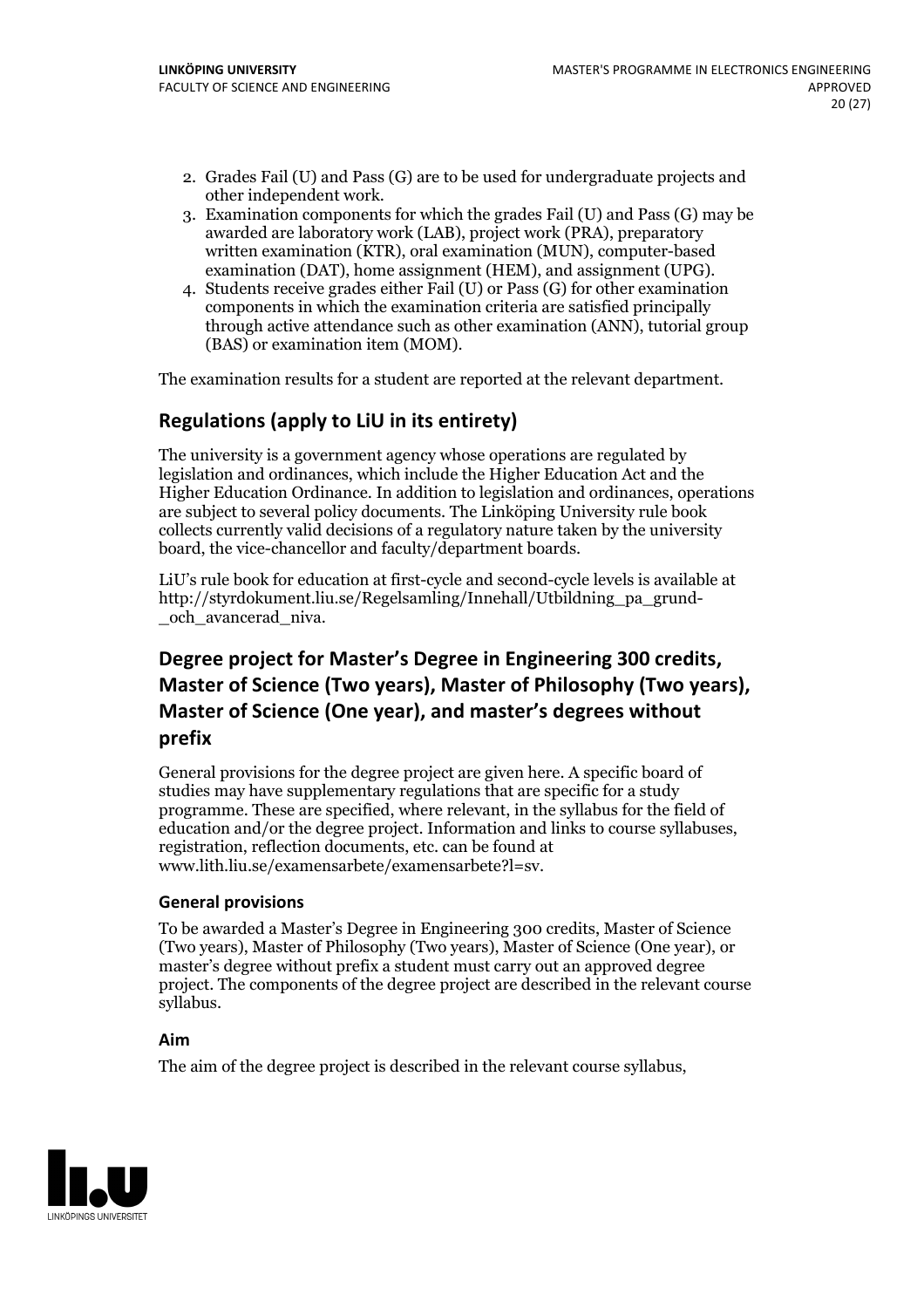2. Grades Fail (U) and Pass (G) are to be used for undergraduate projects and other independent work.
3. Examination components for which the grades Fail (U) and Pass (G) may be awarded are laboratory work (LAB), project work (PRA), preparatory written examination (KTR), oral examination (MUN), computer-based examination (DAT), home assignment (HEM), and assignment (UPG).
4. Students receive grades either Fail (U) or Pass (G) for other examination components in which the examination criteria are satisfied principally through active attendance such as other examination (ANN), tutorial group (BAS) or examination item (MOM).

The examination results for a student are reported at the relevant department.

## Regulations (apply to LiU in its entirety)

The university is a government agency whose operations are regulated by legislation and ordinances, which include the Higher Education Act and the Higher Education Ordinance. In addition to legislation and ordinances, operations are subject to several policy documents. The Linköping University rule book collects currently valid decisions of a regulatory nature taken by the university board, the vice-chancellor and faculty/department boards.

LiU's rule book for education at first-cycle and second-cycle levels is available at http://styrdokument.liu.se/Regelsamling/Innehall/Utbildning_pa_grund-_och_avancerad_niva.

## Degree project for Master's Degree in Engineering 300 credits, Master of Science (Two years), Master of Philosophy (Two years), Master of Science (One year), and master's degrees without prefix

General provisions for the degree project are given here. A specific board of studies may have supplementary regulations that are specific for a study programme. These are specified, where relevant, in the syllabus for the field of education and/or the degree project. Information and links to course syllabuses, registration, reflection documents, etc. can be found at www.lith.liu.se/examensarbete/examensarbete?l=sv.

### General provisions

To be awarded a Master's Degree in Engineering 300 credits, Master of Science (Two years), Master of Philosophy (Two years), Master of Science (One year), or master's degree without prefix a student must carry out an approved degree project. The components of the degree project are described in the relevant course syllabus.

### Aim

The aim of the degree project is described in the relevant course syllabus,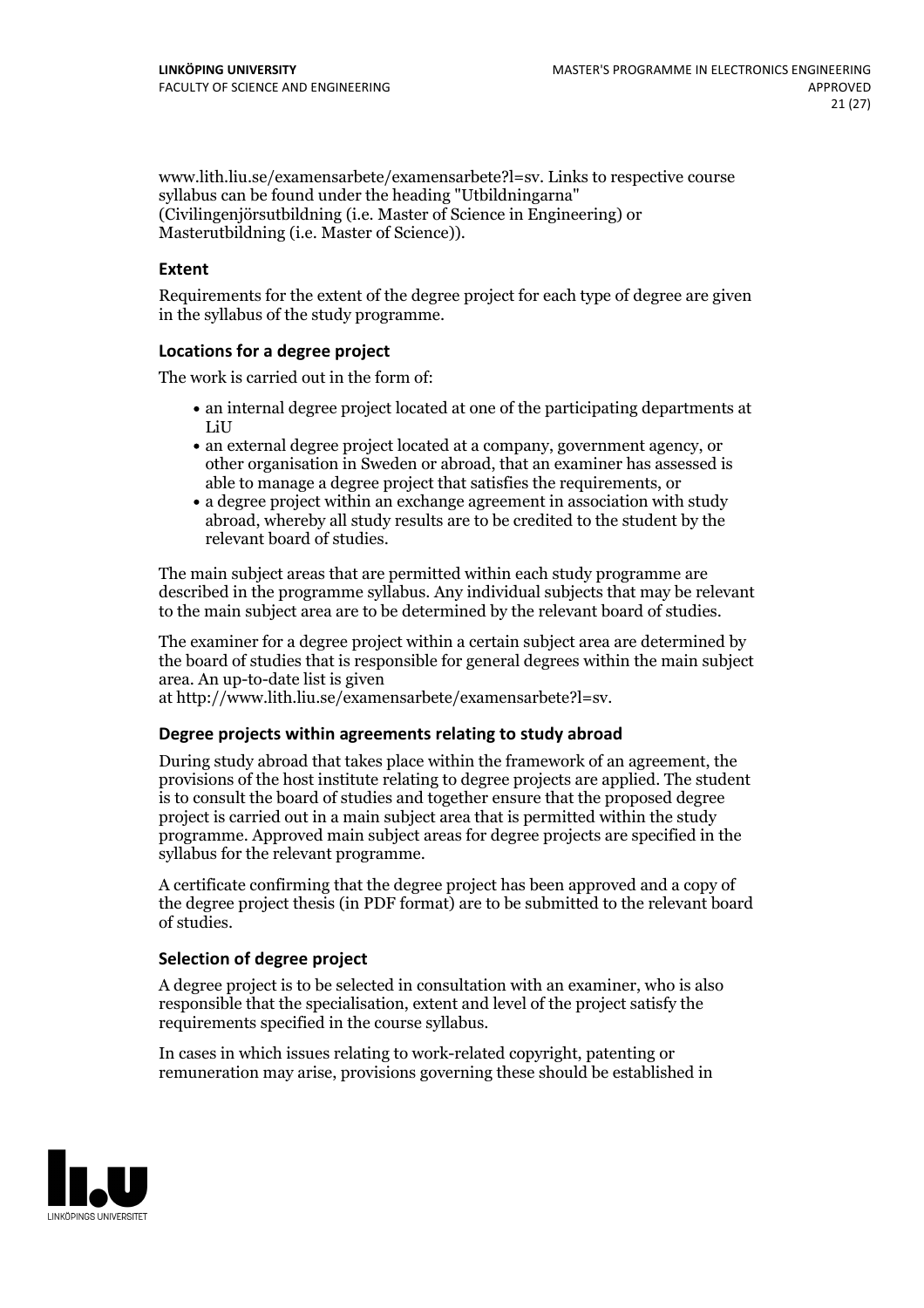www.lith.liu.se/examensarbete/examensarbete?l=sv. Links to respective course syllabus can be found under the heading "Utbildningarna" (Civilingenjörsutbildning (i.e. Master of Science in Engineering) or Masterutbildning (i.e. Master of Science)).

### Extent

Requirements for the extent of the degree project for each type of degree are given in the syllabus of the study programme.

### Locations for a degree project

The work is carried out in the form of:

- an internal degree project located at one of the participating departments at LiU
- an external degree project located at a company, government agency, or other organisation in Sweden or abroad, that an examiner has assessed is able to manage a degree project that satisfies the requirements, or
- a degree project within an exchange agreement in association with study abroad, whereby all study results are to be credited to the student by the relevant board of studies.

The main subject areas that are permitted within each study programme are described in the programme syllabus. Any individual subjects that may be relevant to the main subject area are to be determined by the relevant board of studies.

The examiner for a degree project within a certain subject area are determined by the board of studies that is responsible for general degrees within the main subject area. An up-to-date list is given at http://www.lith.liu.se/examensarbete/examensarbete?l=sv.

### Degree projects within agreements relating to study abroad

During study abroad that takes place within the framework of an agreement, the provisions of the host institute relating to degree projects are applied. The student is to consult the board of studies and together ensure that the proposed degree project is carried out in a main subject area that is permitted within the study programme. Approved main subject areas for degree projects are specified in the syllabus for the relevant programme.

A certificate confirming that the degree project has been approved and a copy of the degree project thesis (in PDF format) are to be submitted to the relevant board of studies.

### Selection of degree project

A degree project is to be selected in consultation with an examiner, who is also responsible that the specialisation, extent and level of the project satisfy the requirements specified in the course syllabus.

In cases in which issues relating to work-related copyright, patenting or remuneration may arise, provisions governing these should be established in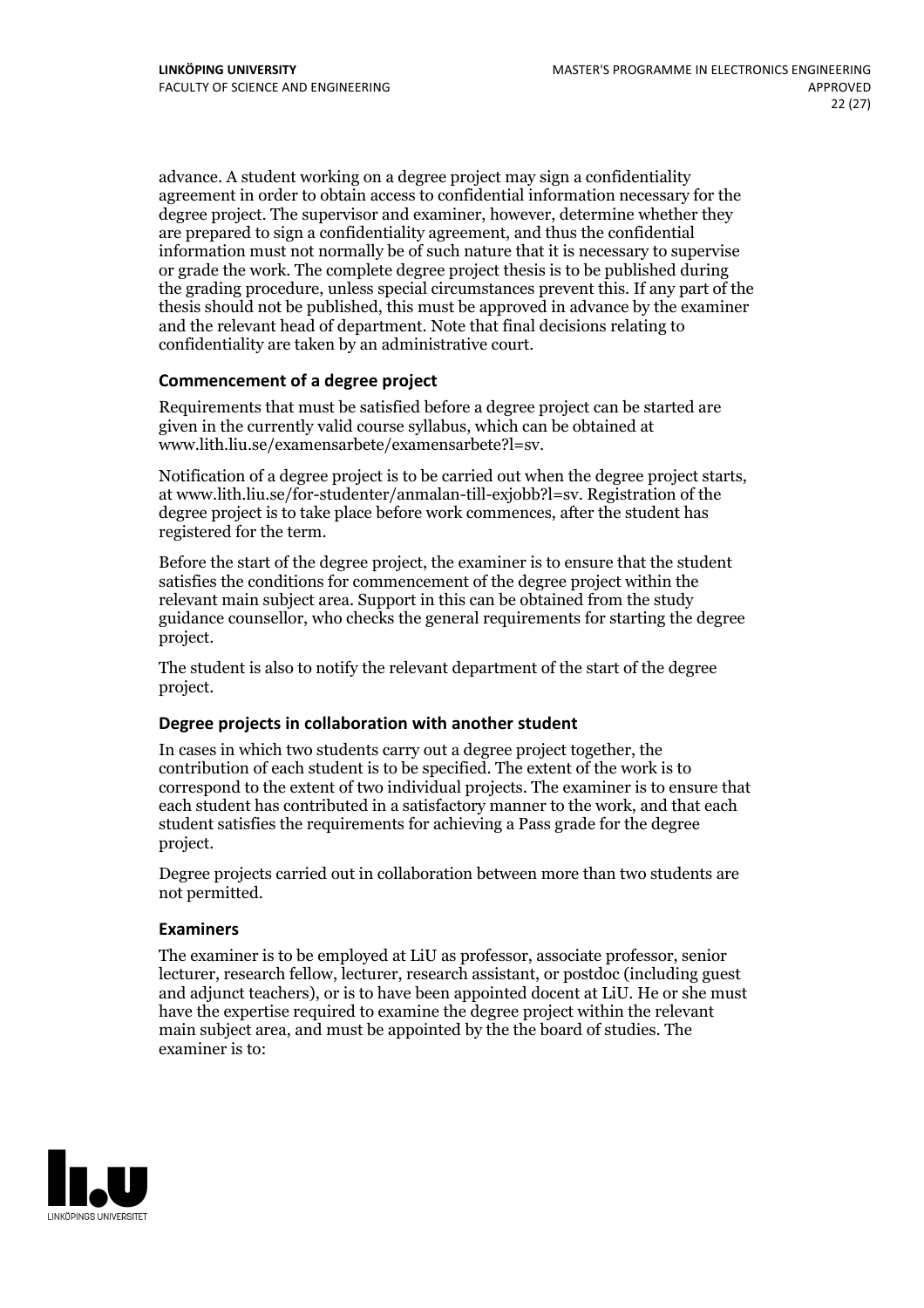advance. A student working on a degree project may sign a confidentiality agreement in order to obtain access to confidential information necessary for the degree project. The supervisor and examiner, however, determine whether they are prepared to sign a confidentiality agreement, and thus the confidential information must not normally be of such nature that it is necessary to supervise or grade the work. The complete degree project thesis is to be published during the grading procedure, unless special circumstances prevent this. If any part of the thesis should not be published, this must be approved in advance by the examiner and the relevant head of department. Note that final decisions relating to confidentiality are taken by an administrative court.

### Commencement of a degree project

Requirements that must be satisfied before a degree project can be started are given in the currently valid course syllabus, which can be obtained at www.lith.liu.se/examensarbete/examensarbete?l=sv.

Notification of a degree project is to be carried out when the degree project starts, at www.lith.liu.se/for-studenter/anmalan-till-exjobb?l=sv. Registration of the degree project is to take place before work commences, after the student has registered for the term.

Before the start of the degree project, the examiner is to ensure that the student satisfies the conditions for commencement of the degree project within the relevant main subject area. Support in this can be obtained from the study guidance counsellor, who checks the general requirements for starting the degree project.

The student is also to notify the relevant department of the start of the degree project.

### Degree projects in collaboration with another student

In cases in which two students carry out a degree project together, the contribution of each student is to be specified. The extent of the work is to correspond to the extent of two individual projects. The examiner is to ensure that each student has contributed in a satisfactory manner to the work, and that each student satisfies the requirements for achieving a Pass grade for the degree project.

Degree projects carried out in collaboration between more than two students are not permitted.

### Examiners

The examiner is to be employed at LiU as professor, associate professor, senior lecturer, research fellow, lecturer, research assistant, or postdoc (including guest and adjunct teachers), or is to have been appointed docent at LiU. He or she must have the expertise required to examine the degree project within the relevant main subject area, and must be appointed by the the board of studies. The examiner is to: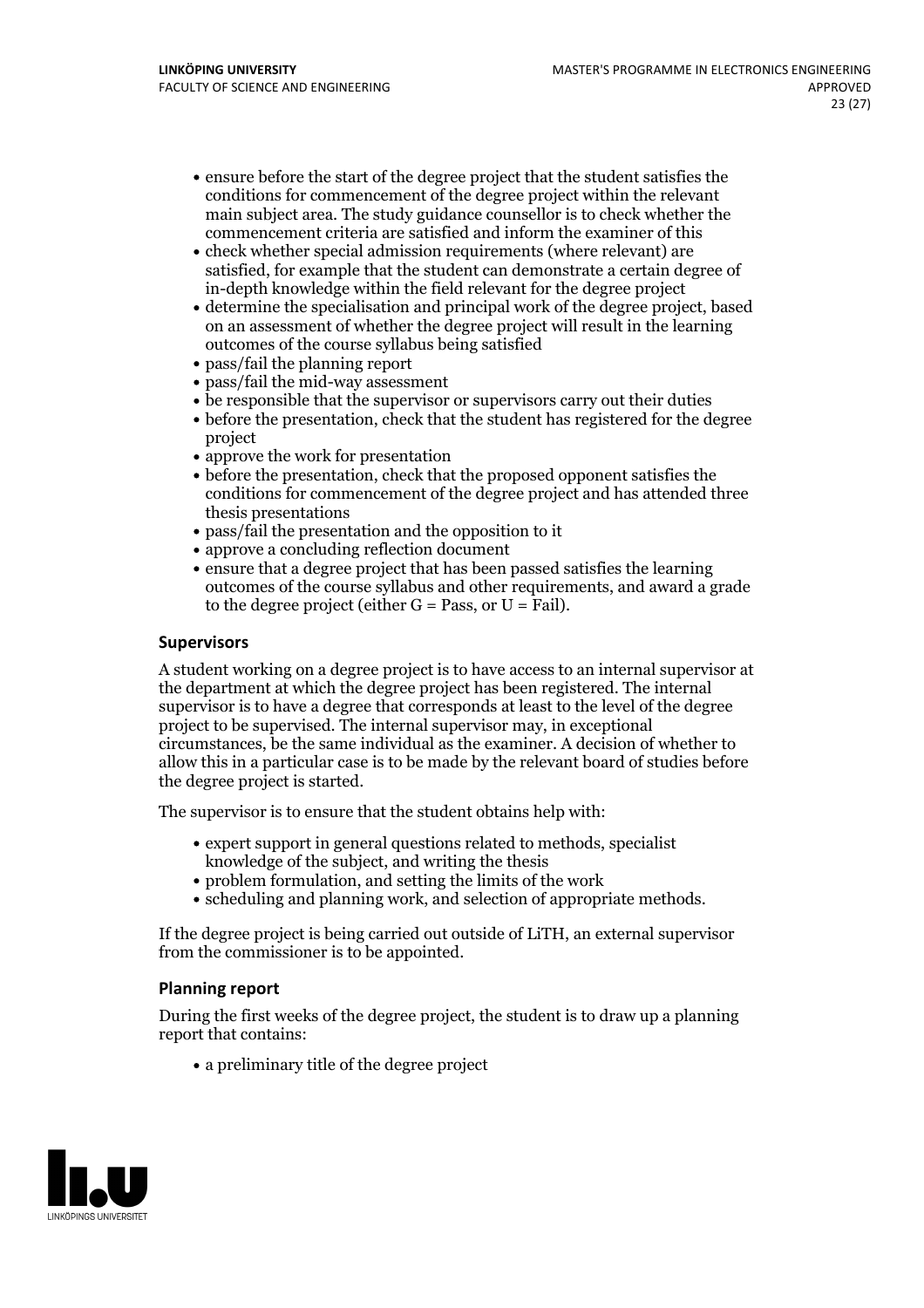- ensure before the start of the degree project that the student satisfies the conditions for commencement of the degree project within the relevant main subject area. The study guidance counsellor is to check whether the commencement criteria are satisfied and inform the examiner of this
- check whether special admission requirements (where relevant) are satisfied, for example that the student can demonstrate a certain degree of in-depth knowledge within the field relevant for the degree project
- determine the specialisation and principal work of the degree project, based on an assessment of whether the degree project will result in the learning outcomes of the course syllabus being satisfied
- pass/fail the planning report
- pass/fail the mid-way assessment
- be responsible that the supervisor or supervisors carry out their duties
- before the presentation, check that the student has registered for the degree project
- approve the work for presentation
- before the presentation, check that the proposed opponent satisfies the conditions for commencement of the degree project and has attended three thesis presentations
- pass/fail the presentation and the opposition to it
- approve a concluding reflection document
- ensure that a degree project that has been passed satisfies the learning outcomes of the course syllabus and other requirements, and award a grade to the degree project (either G = Pass, or U = Fail).

### Supervisors

A student working on a degree project is to have access to an internal supervisor at the department at which the degree project has been registered. The internal supervisor is to have a degree that corresponds at least to the level of the degree project to be supervised. The internal supervisor may, in exceptional circumstances, be the same individual as the examiner. A decision of whether to allow this in a particular case is to be made by the relevant board of studies before the degree project is started.

The supervisor is to ensure that the student obtains help with:

- expert support in general questions related to methods, specialist knowledge of the subject, and writing the thesis
- problem formulation, and setting the limits of the work
- scheduling and planning work, and selection of appropriate methods.

If the degree project is being carried out outside of LiTH, an external supervisor from the commissioner is to be appointed.

### Planning report

During the first weeks of the degree project, the student is to draw up a planning report that contains:

- a preliminary title of the degree project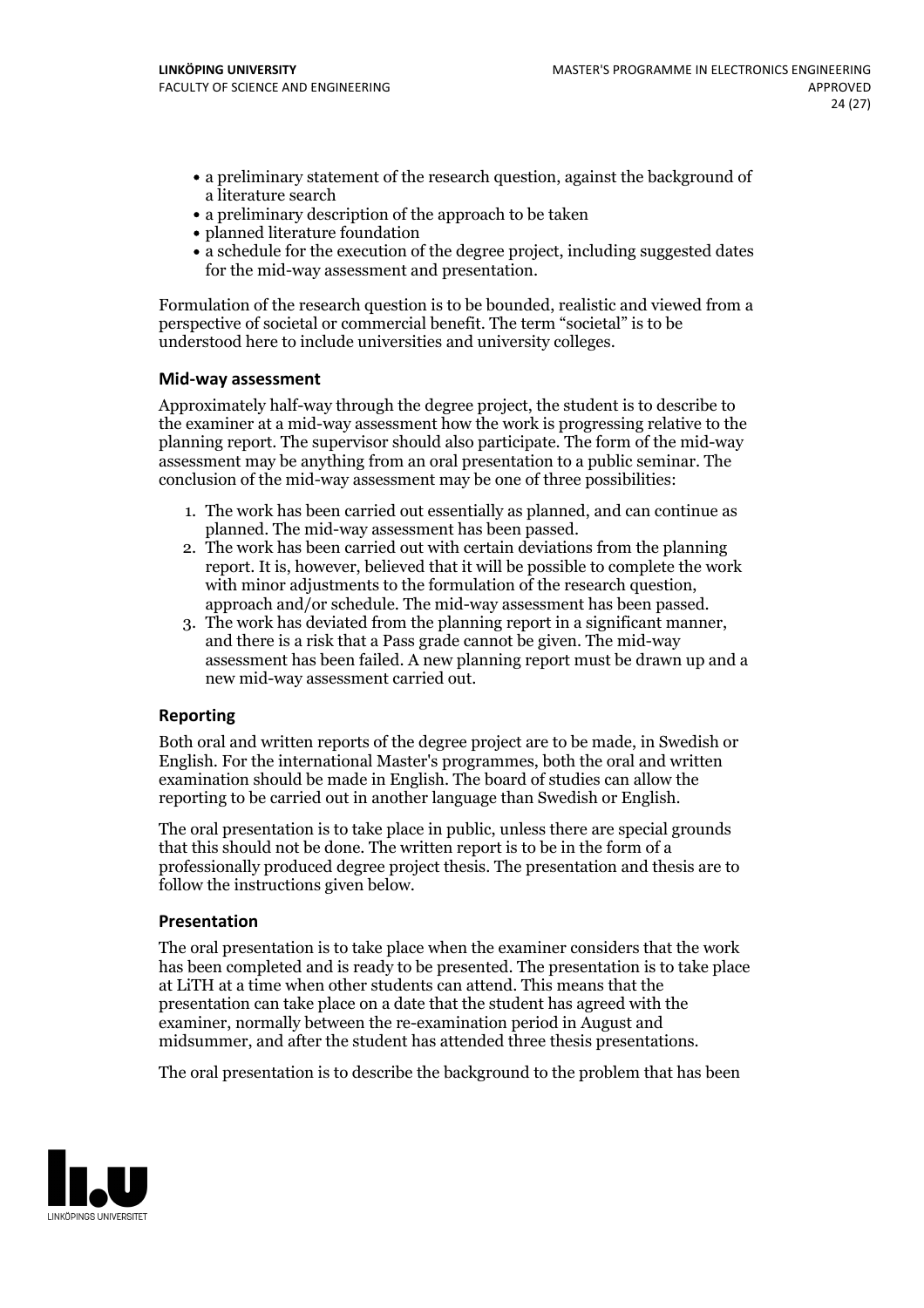- a preliminary statement of the research question, against the background of a literature search
- a preliminary description of the approach to be taken
- planned literature foundation
- a schedule for the execution of the degree project, including suggested dates for the mid-way assessment and presentation.

Formulation of the research question is to be bounded, realistic and viewed from a perspective of societal or commercial benefit. The term "societal" is to be understood here to include universities and university colleges.

### Mid-way assessment

Approximately half-way through the degree project, the student is to describe to the examiner at a mid-way assessment how the work is progressing relative to the planning report. The supervisor should also participate. The form of the mid-way assessment may be anything from an oral presentation to a public seminar. The conclusion of the mid-way assessment may be one of three possibilities:

1. The work has been carried out essentially as planned, and can continue as planned. The mid-way assessment has been passed.
2. The work has been carried out with certain deviations from the planning report. It is, however, believed that it will be possible to complete the work with minor adjustments to the formulation of the research question, approach and/or schedule. The mid-way assessment has been passed.
3. The work has deviated from the planning report in a significant manner, and there is a risk that a Pass grade cannot be given. The mid-way assessment has been failed. A new planning report must be drawn up and a new mid-way assessment carried out.

### Reporting

Both oral and written reports of the degree project are to be made, in Swedish or English. For the international Master's programmes, both the oral and written examination should be made in English. The board of studies can allow the reporting to be carried out in another language than Swedish or English.

The oral presentation is to take place in public, unless there are special grounds that this should not be done. The written report is to be in the form of a professionally produced degree project thesis. The presentation and thesis are to follow the instructions given below.

### Presentation

The oral presentation is to take place when the examiner considers that the work has been completed and is ready to be presented. The presentation is to take place at LiTH at a time when other students can attend. This means that the presentation can take place on a date that the student has agreed with the examiner, normally between the re-examination period in August and midsummer, and after the student has attended three thesis presentations.

The oral presentation is to describe the background to the problem that has been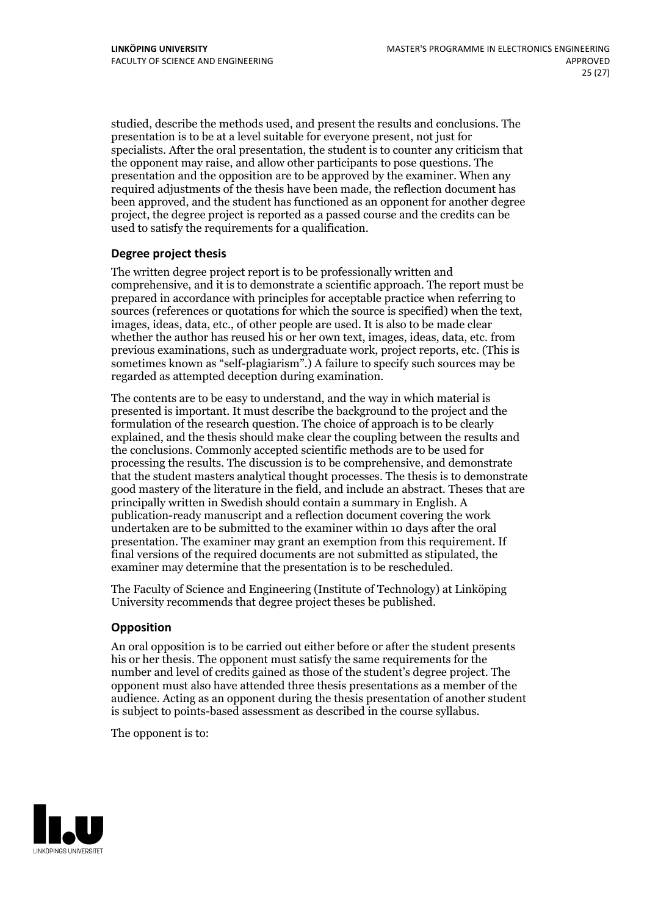studied, describe the methods used, and present the results and conclusions. The presentation is to be at a level suitable for everyone present, not just for specialists. After the oral presentation, the student is to counter any criticism that the opponent may raise, and allow other participants to pose questions. The presentation and the opposition are to be approved by the examiner. When any required adjustments of the thesis have been made, the reflection document has been approved, and the student has functioned as an opponent for another degree project, the degree project is reported as a passed course and the credits can be used to satisfy the requirements for a qualification.

### Degree project thesis

The written degree project report is to be professionally written and comprehensive, and it is to demonstrate a scientific approach. The report must be prepared in accordance with principles for acceptable practice when referring to sources (references or quotations for which the source is specified) when the text, images, ideas, data, etc., of other people are used. It is also to be made clear whether the author has reused his or her own text, images, ideas, data, etc. from previous examinations, such as undergraduate work, project reports, etc. (This is sometimes known as "self-plagiarism".) A failure to specify such sources may be regarded as attempted deception during examination.

The contents are to be easy to understand, and the way in which material is presented is important. It must describe the background to the project and the formulation of the research question. The choice of approach is to be clearly explained, and the thesis should make clear the coupling between the results and the conclusions. Commonly accepted scientific methods are to be used for processing the results. The discussion is to be comprehensive, and demonstrate that the student masters analytical thought processes. The thesis is to demonstrate good mastery of the literature in the field, and include an abstract. Theses that are principally written in Swedish should contain a summary in English. A publication-ready manuscript and a reflection document covering the work undertaken are to be submitted to the examiner within 10 days after the oral presentation. The examiner may grant an exemption from this requirement. If final versions of the required documents are not submitted as stipulated, the examiner may determine that the presentation is to be rescheduled.

The Faculty of Science and Engineering (Institute of Technology) at Linköping University recommends that degree project theses be published.

### Opposition

An oral opposition is to be carried out either before or after the student presents his or her thesis. The opponent must satisfy the same requirements for the number and level of credits gained as those of the student's degree project. The opponent must also have attended three thesis presentations as a member of the audience. Acting as an opponent during the thesis presentation of another student is subject to points-based assessment as described in the course syllabus.

The opponent is to: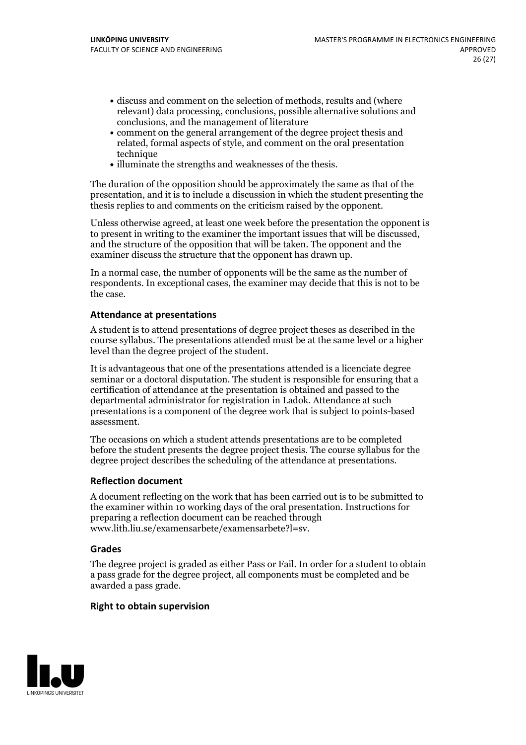- discuss and comment on the selection of methods, results and (where relevant) data processing, conclusions, possible alternative solutions and conclusions, and the management of literature
- comment on the general arrangement of the degree project thesis and related, formal aspects of style, and comment on the oral presentation technique
- illuminate the strengths and weaknesses of the thesis.

The duration of the opposition should be approximately the same as that of the presentation, and it is to include a discussion in which the student presenting the thesis replies to and comments on the criticism raised by the opponent.

Unless otherwise agreed, at least one week before the presentation the opponent is to present in writing to the examiner the important issues that will be discussed, and the structure of the opposition that will be taken. The opponent and the examiner discuss the structure that the opponent has drawn up.

In a normal case, the number of opponents will be the same as the number of respondents. In exceptional cases, the examiner may decide that this is not to be the case.

### Attendance at presentations

A student is to attend presentations of degree project theses as described in the course syllabus. The presentations attended must be at the same level or a higher level than the degree project of the student.

It is advantageous that one of the presentations attended is a licenciate degree seminar or a doctoral disputation. The student is responsible for ensuring that a certification of attendance at the presentation is obtained and passed to the departmental administrator for registration in Ladok. Attendance at such presentations is a component of the degree work that is subject to points-based assessment.

The occasions on which a student attends presentations are to be completed before the student presents the degree project thesis. The course syllabus for the degree project describes the scheduling of the attendance at presentations.

### Reflection document

A document reflecting on the work that has been carried out is to be submitted to the examiner within 10 working days of the oral presentation. Instructions for preparing a reflection document can be reached through www.lith.liu.se/examensarbete/examensarbete?l=sv.

### Grades

The degree project is graded as either Pass or Fail. In order for a student to obtain a pass grade for the degree project, all components must be completed and be awarded a pass grade.

### Right to obtain supervision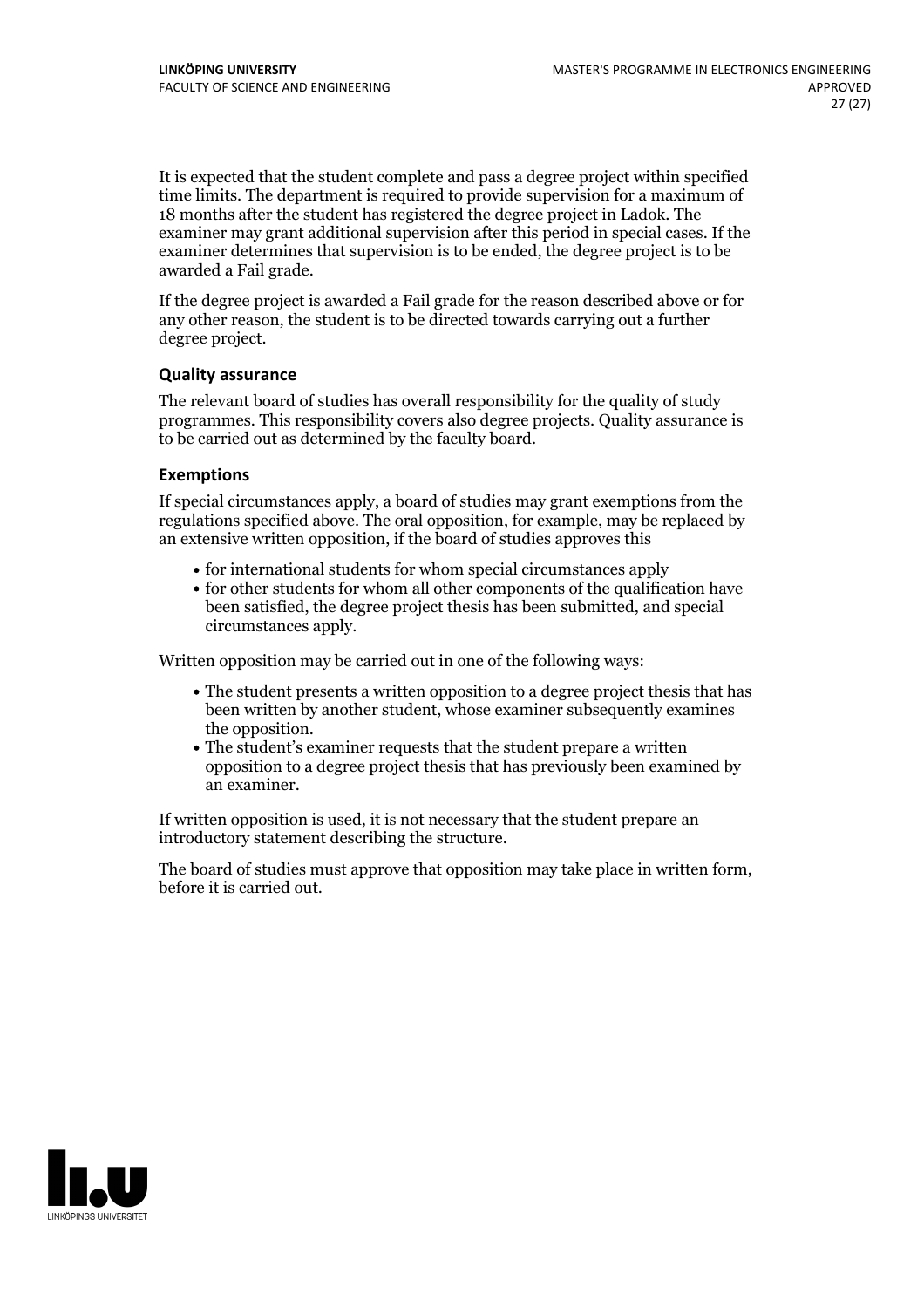It is expected that the student complete and pass a degree project within specified time limits. The department is required to provide supervision for a maximum of 18 months after the student has registered the degree project in Ladok. The examiner may grant additional supervision after this period in special cases. If the examiner determines that supervision is to be ended, the degree project is to be awarded a Fail grade.

If the degree project is awarded a Fail grade for the reason described above or for any other reason, the student is to be directed towards carrying out a further degree project.

### Quality assurance

The relevant board of studies has overall responsibility for the quality of study programmes. This responsibility covers also degree projects. Quality assurance is to be carried out as determined by the faculty board.

### Exemptions

If special circumstances apply, a board of studies may grant exemptions from the regulations specified above. The oral opposition, for example, may be replaced by an extensive written opposition, if the board of studies approves this

- for international students for whom special circumstances apply
- for other students for whom all other components of the qualification have been satisfied, the degree project thesis has been submitted, and special circumstances apply.

Written opposition may be carried out in one of the following ways:

- The student presents a written opposition to a degree project thesis that has been written by another student, whose examiner subsequently examines the opposition.
- The student's examiner requests that the student prepare a written opposition to a degree project thesis that has previously been examined by an examiner.

If written opposition is used, it is not necessary that the student prepare an introductory statement describing the structure.

The board of studies must approve that opposition may take place in written form, before it is carried out.